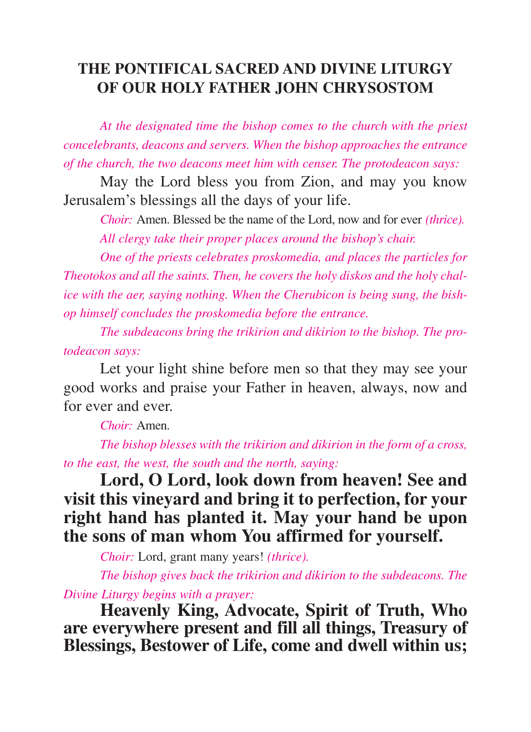# THE PONTIFICAL SACRED AND DIVINE LITURGY OF OUR HOLY FATHER JOHN CHRYSOSTOM

*At the designated time the bishop comes to the church with the priest concelebrants, deacons and servers. When the bishop approaches the entrance of the church, the two deacons meet him with censer. The protodeacon says:*

May the Lord bless you from Zion, and may you know Jerusalem's blessings all the days of your life.

*Choir:* Amen. Blessed be the name of the Lord, now and for ever *(thrice).*

*All clergy take their proper places around the bishop's chair.*

*One of the priests celebrates proskomedia, and places the particles for Theotokos and all the saints. Then, he covers the holy diskos and the holy chalice with the aer, saying nothing. When the Cherubicon is being sung, the bishop himself concludes the proskomedia before the entrance.*

*The subdeacons bring the trikirion and dikirion to the bishop. The protodeacon says:*

Let your light shine before men so that they may see your good works and praise your Father in heaven, always, now and for ever and ever.

*Choir:* Amen.

*The bishop blesses with the trikirion and dikirion in the form of a cross, to the east, the west, the south and the north, saying:*

**Lord, O Lord, look down from heaven! See and visit this vineyard and bring it to perfection, for your right hand has planted it. May your hand be upon the sons of man whom You affirmed for yourself.**

*Choir:* Lord, grant many years! *(thrice).*

*The bishop gives back the trikirion and dikirion to the subdeacons. The Divine Liturgy begins with a prayer:*

**Heavenly King, Advocate, Spirit of Truth, Who are everywhere present and fill all things, Treasury of Blessings, Bestower of Life, come and dwell within us;**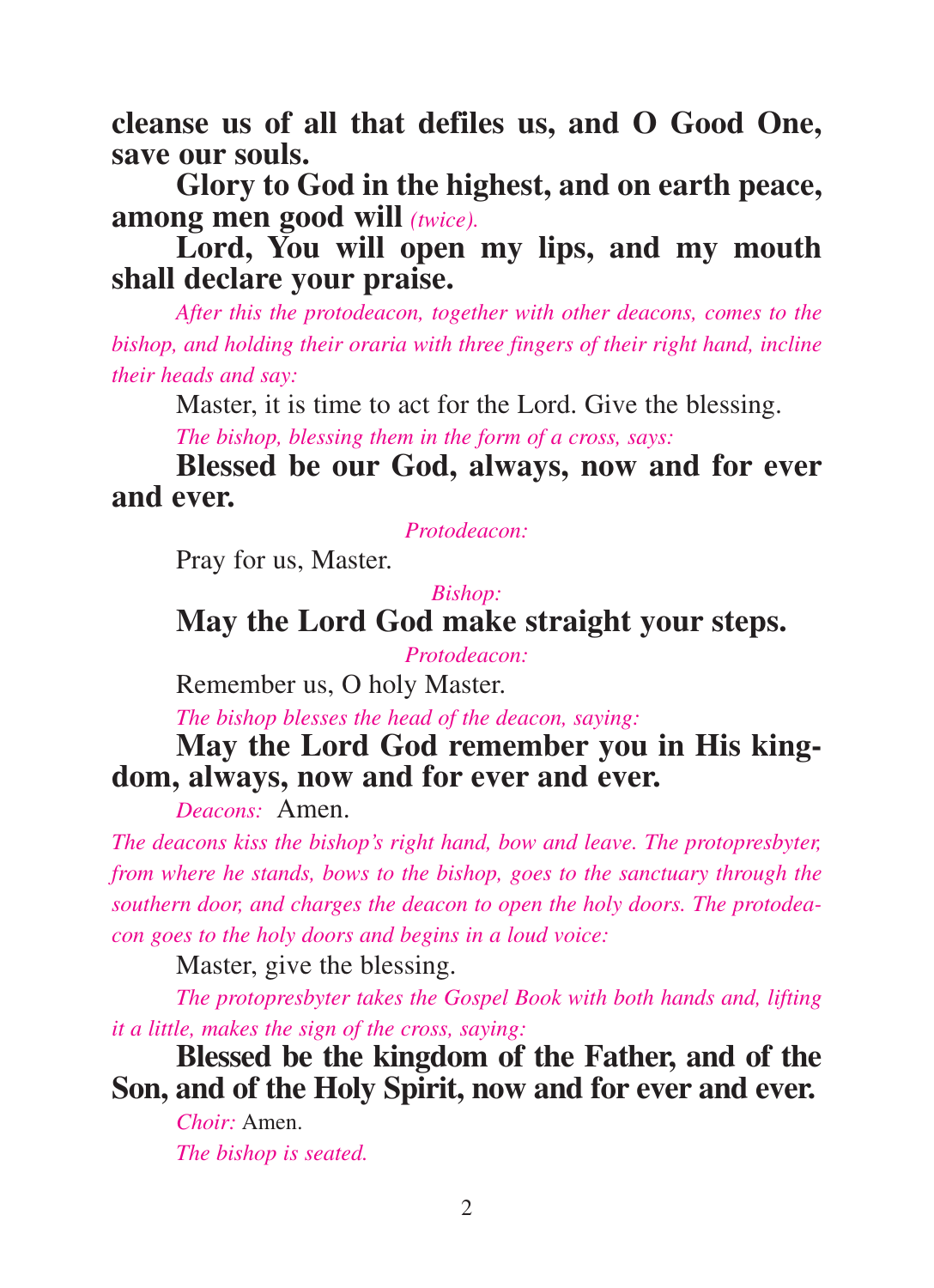**cleanse us of all that defiles us, and O Good One, save our souls.**

**Glory to God in the highest, and on earth peace, among men good will** *(twice).*

**Lord, You will open my lips, and my mouth shall declare your praise.**

*After this the protodeacon, together with other deacons, comes to the bishop, and holding their oraria with three fingers of their right hand, incline their heads and say:*

Master, it is time to act for the Lord. Give the blessing.

*The bishop, blessing them in the form of a cross, says:*

**Blessed be our God, always, now and for ever and ever.**

*Protodeacon:*

Pray for us, Master.

*Bishop:*

**May the Lord God make straight your steps.**

*Protodeacon:*

Remember us, O holy Master.

*The bishop blesses the head of the deacon, saying:*

**May the Lord God remember you in His kingdom, always, now and for ever and ever.**

*Deacons:* Amen.

*The deacons kiss the bishop's right hand, bow and leave. The protopresbyter, from where he stands, bows to the bishop, goes to the sanctuary through the southern door, and charges the deacon to open the holy doors. The protodeacon goes to the holy doors and begins in a loud voice:*

Master, give the blessing.

*The protopresbyter takes the Gospel Book with both hands and, lifting it a little, makes the sign of the cross, saying:*

**Blessed be the kingdom of the Father, and of the Son, and of the Holy Spirit, now and for ever and ever.**

*Choir:* Amen.

*The bishop is seated.*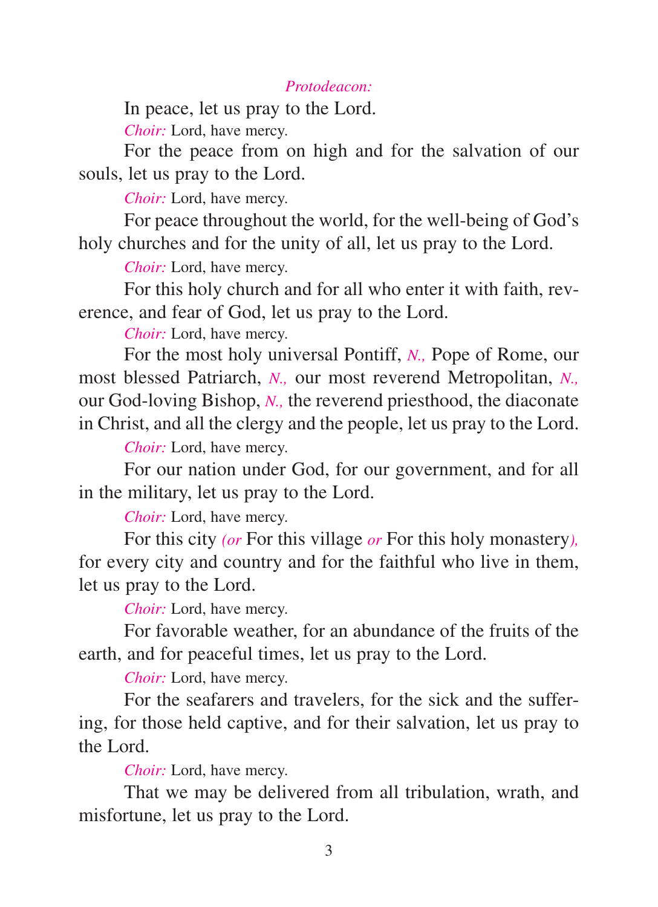*Protodeacon:*

In peace, let us pray to the Lord.

*Choir:* Lord, have mercy.

For the peace from on high and for the salvation of our souls, let us pray to the Lord.

*Choir:* Lord, have mercy.

For peace throughout the world, for the well-being of God's holy churches and for the unity of all, let us pray to the Lord.

*Choir:* Lord, have mercy.

For this holy church and for all who enter it with faith, reverence, and fear of God, let us pray to the Lord.

*Choir:* Lord, have mercy.

For the most holy universal Pontiff, *N.,* Pope of Rome, our most blessed Patriarch, *N.,* our most reverend Metropolitan, *N.,* our God-loving Bishop, *N.,* the reverend priesthood, the diaconate in Christ, and all the clergy and the people, let us pray to the Lord.

*Choir:* Lord, have mercy.

For our nation under God, for our government, and for all in the military, let us pray to the Lord.

*Choir:* Lord, have mercy.

For this city *(or* For this village *or* For this holy monastery*),* for every city and country and for the faithful who live in them, let us pray to the Lord.

*Choir:* Lord, have mercy.

For favorable weather, for an abundance of the fruits of the earth, and for peaceful times, let us pray to the Lord.

*Choir:* Lord, have mercy.

For the seafarers and travelers, for the sick and the suffering, for those held captive, and for their salvation, let us pray to the Lord.

*Choir:* Lord, have mercy.

That we may be delivered from all tribulation, wrath, and misfortune, let us pray to the Lord.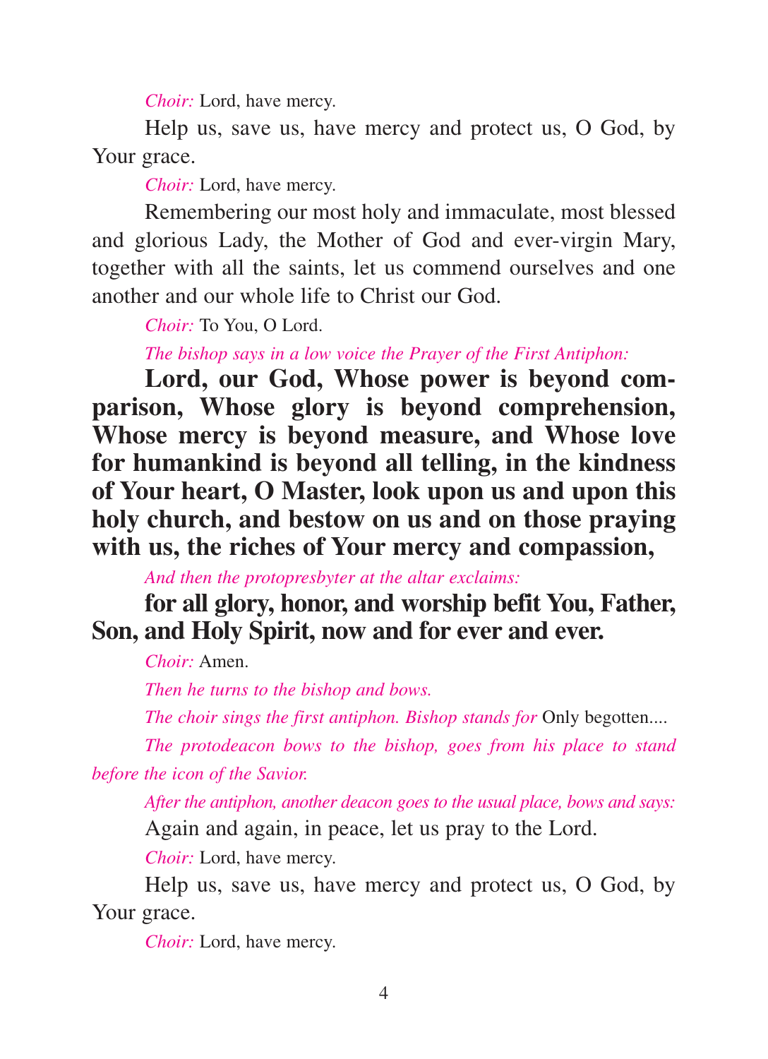*Choir:* Lord, have mercy.

Help us, save us, have mercy and protect us, O God, by Your grace.

*Choir:* Lord, have mercy.

Remembering our most holy and immaculate, most blessed and glorious Lady, the Mother of God and ever-virgin Mary, together with all the saints, let us commend ourselves and one another and our whole life to Christ our God.

*Choir:* To You, O Lord.

*The bishop says in a low voice the Prayer of the First Antiphon:*

**Lord, our God, Whose power is beyond comparison, Whose glory is beyond comprehension, Whose mercy is beyond measure, and Whose love for humankind is beyond all telling, in the kindness of Your heart, O Master, look upon us and upon this holy church, and bestow on us and on those praying with us, the riches of Your mercy and compassion,**

*And then the protopresbyter at the altar exclaims:*

**for all glory, honor, and worship befit You, Father, Son, and Holy Spirit, now and for ever and ever.**

*Choir:* Amen.

*Then he turns to the bishop and bows.*

*The choir sings the first antiphon. Bishop stands for* Only begotten....

*The protodeacon bows to the bishop, goes from his place to stand before the icon of the Savior.*

*After the antiphon, another deacon goes to the usual place, bows and says:*

Again and again, in peace, let us pray to the Lord.

*Choir:* Lord, have mercy.

Help us, save us, have mercy and protect us, O God, by Your grace.

*Choir:* Lord, have mercy.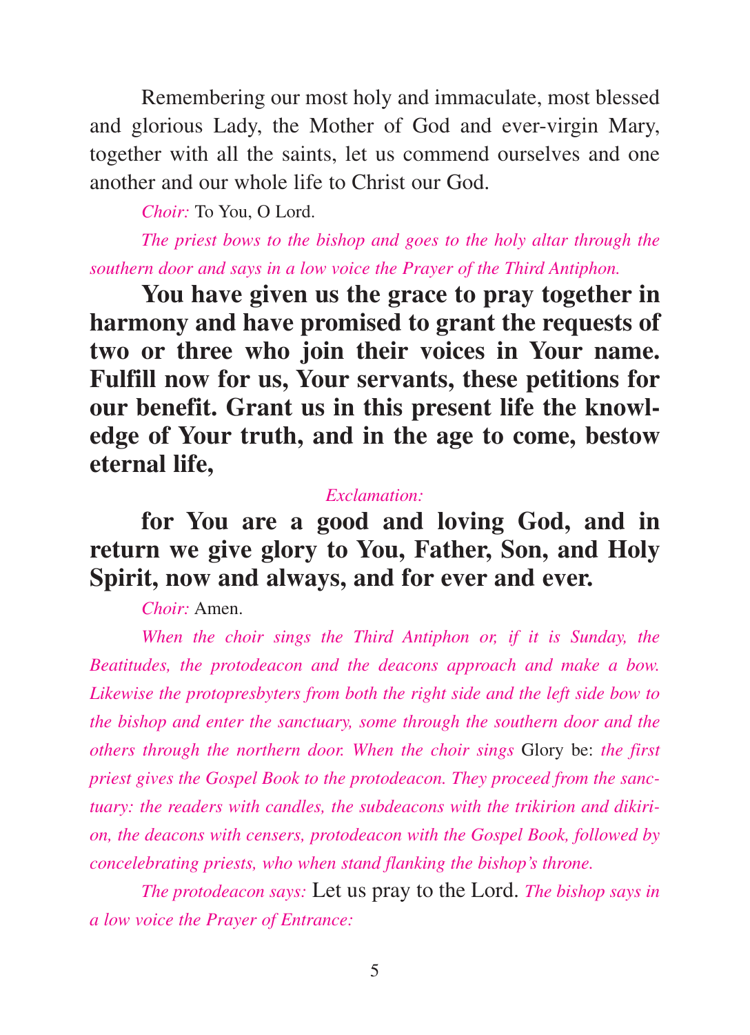Remembering our most holy and immaculate, most blessed and glorious Lady, the Mother of God and ever-virgin Mary, together with all the saints, let us commend ourselves and one another and our whole life to Christ our God.

*Choir:* To You, O Lord.

*The priest bows to the bishop and goes to the holy altar through the southern door and says in a low voice the Prayer of the Third Antiphon.*

**You have given us the grace to pray together in harmony and have promised to grant the requests of two or three who join their voices in Your name. Fulfill now for us, Your servants, these petitions for our benefit. Grant us in this present life the knowledge of Your truth, and in the age to come, bestow eternal life,**

*Exclamation:*

**for You are a good and loving God, and in return we give glory to You, Father, Son, and Holy Spirit, now and always, and for ever and ever.**

*Choir:* Amen.

*When the choir sings the Third Antiphon or, if it is Sunday, the Beatitudes, the protodeacon and the deacons approach and make a bow. Likewise the protopresbyters from both the right side and the left side bow to the bishop and enter the sanctuary, some through the southern door and the others through the northern door. When the choir sings* Glory be: *the first priest gives the Gospel Book to the protodeacon. They proceed from the sanctuary: the readers with candles, the subdeacons with the trikirion and dikirion, the deacons with censers, protodeacon with the Gospel Book, followed by concelebrating priests, who when stand flanking the bishop's throne.*

*The protodeacon says:* Let us pray to the Lord. *The bishop says in a low voice the Prayer of Entrance:*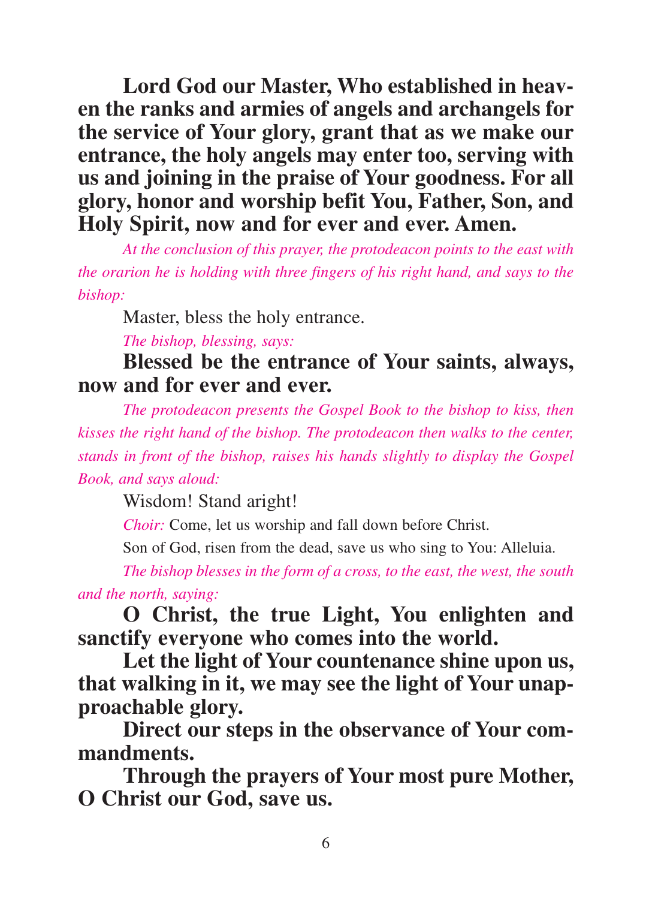**Lord God our Master, Who established in heaven the ranks and armies of angels and archangels for the service of Your glory, grant that as we make our entrance, the holy angels may enter too, serving with us and joining in the praise of Your goodness. For all glory, honor and worship befit You, Father, Son, and Holy Spirit, now and for ever and ever. Amen.**

*At the conclusion of this prayer, the protodeacon points to the east with the orarion he is holding with three fingers of his right hand, and says to the bishop:*

Master, bless the holy entrance.

*The bishop, blessing, says:*

**Blessed be the entrance of Your saints, always, now and for ever and ever.**

*The protodeacon presents the Gospel Book to the bishop to kiss, then kisses the right hand of the bishop. The protodeacon then walks to the center, stands in front of the bishop, raises his hands slightly to display the Gospel Book, and says aloud:*

Wisdom! Stand aright!

*Choir:* Come, let us worship and fall down before Christ.

Son of God, risen from the dead, save us who sing to You: Alleluia.

*The bishop blesses in the form of a cross, to the east, the west, the south and the north, saying:*

**O Christ, the true Light, You enlighten and sanctify everyone who comes into the world.**

**Let the light of Your countenance shine upon us, that walking in it, we may see the light of Your unapproachable glory.**

**Direct our steps in the observance of Your commandments.**

**Through the prayers of Your most pure Mother, O Christ our God, save us.**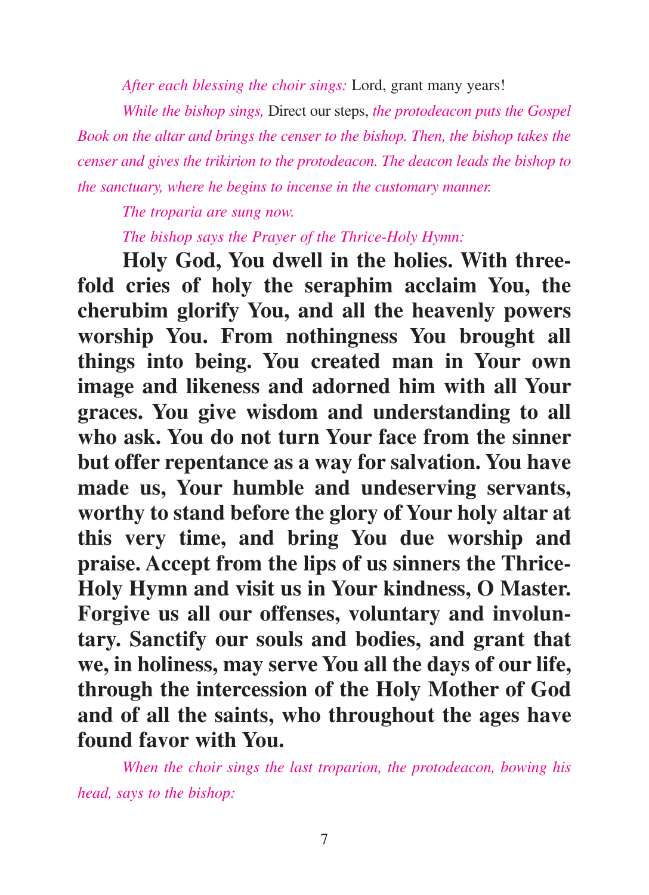*After each blessing the choir sings:* Lord, grant many years!

*While the bishop sings,* Direct our steps, *the protodeacon puts the Gospel Book on the altar and brings the censer to the bishop. Then, the bishop takes the censer and gives the trikirion to the protodeacon. The deacon leads the bishop to the sanctuary, where he begins to incense in the customary manner.*

*The troparia are sung now.*

*The bishop says the Prayer of the Thrice-Holy Hymn:*

**Holy God, You dwell in the holies. With threefold cries of holy the seraphim acclaim You, the cherubim glorify You, and all the heavenly powers worship You. From nothingness You brought all things into being. You created man in Your own image and likeness and adorned him with all Your graces. You give wisdom and understanding to all who ask. You do not turn Your face from the sinner but offer repentance as a way for salvation. You have made us, Your humble and undeserving servants, worthy to stand before the glory of Your holy altar at this very time, and bring You due worship and praise. Accept from the lips of us sinners the Thrice-Holy Hymn and visit us in Your kindness, O Master. Forgive us all our offenses, voluntary and involuntary. Sanctify our souls and bodies, and grant that we, in holiness, may serve You all the days of our life, through the intercession of the Holy Mother of God and of all the saints, who throughout the ages have found favor with You.**

*When the choir sings the last troparion, the protodeacon, bowing his head, says to the bishop:*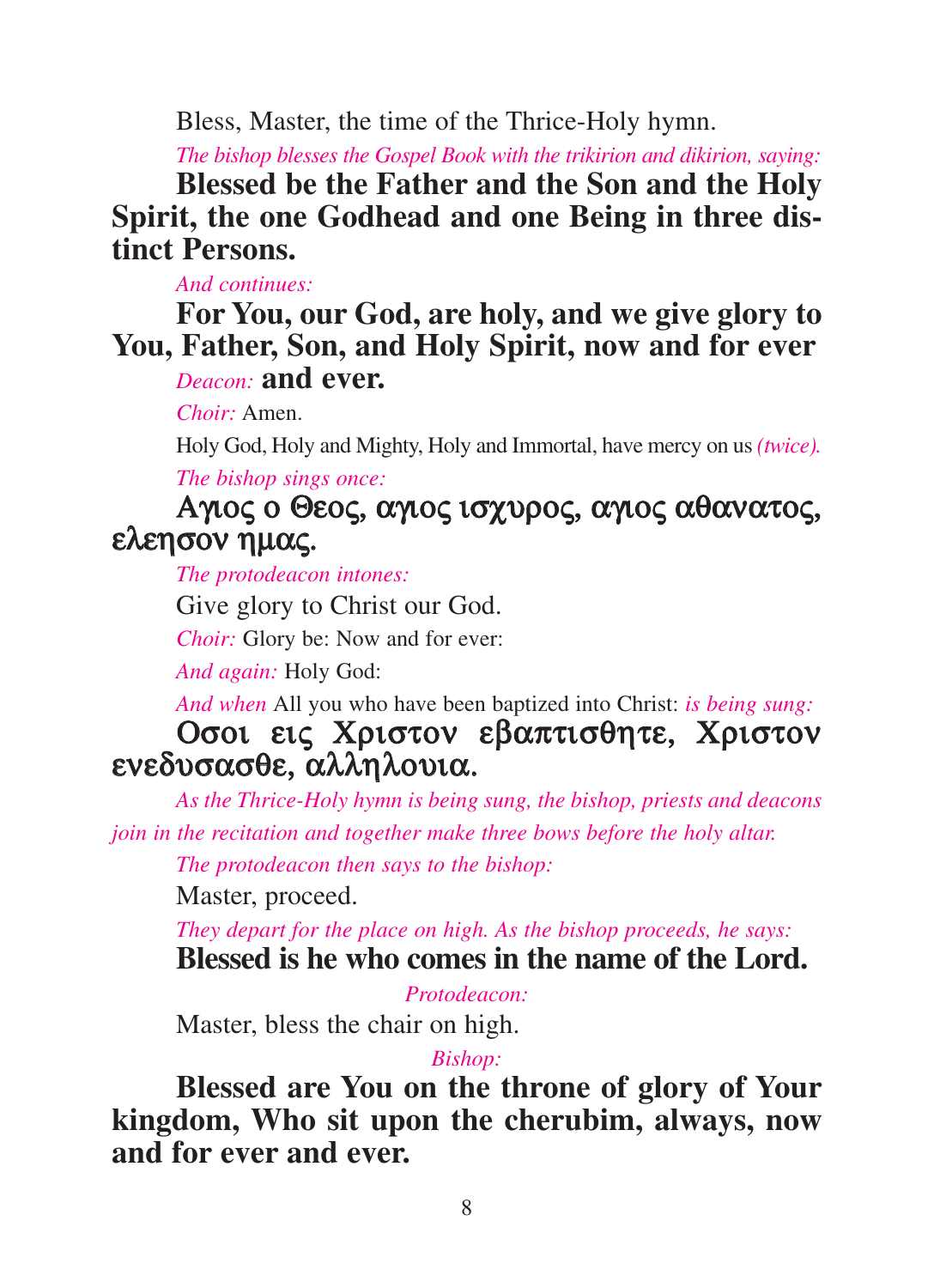Bless, Master, the time of the Thrice-Holy hymn.

*The bishop blesses the Gospel Book with the trikirion and dikirion, saying:*

**Blessed be the Father and the Son and the Holy Spirit, the one Godhead and one Being in three distinct Persons.**

*And continues:*

**For You, our God, are holy, and we give glory to You, Father, Son, and Holy Spirit, now and for ever**

*Deacon:* **and ever.**

*Choir:* Amen.

Holy God, Holy and Mighty, Holy and Immortal, have mercy on us *(twice).*

*The bishop sings once:*

**Αγιος ο Θεος, αγιος ισχυρος, αγιος αθανατος, ελεησον ημας.**

*The protodeacon intones:*

Give glory to Christ our God.

*Choir:* Glory be: Now and for ever:

*And again:* Holy God:

*And when* All you who have been baptized into Christ: *is being sung:*

**Οσοι εις Χριστον εβαπτισθητε, Χριστον ενεδυσασθε, αλληλουια.**

*As the Thrice-Holy hymn is being sung, the bishop, priests and deacons join in the recitation and together make three bows before the holy altar.*

*The protodeacon then says to the bishop:*

Master, proceed.

*They depart for the place on high. As the bishop proceeds, he says:*

**Blessed is he who comes in the name of the Lord.**

*Protodeacon:*

Master, bless the chair on high.

*Bishop:*

**Blessed are You on the throne of glory of Your kingdom, Who sit upon the cherubim, always, now and for ever and ever.**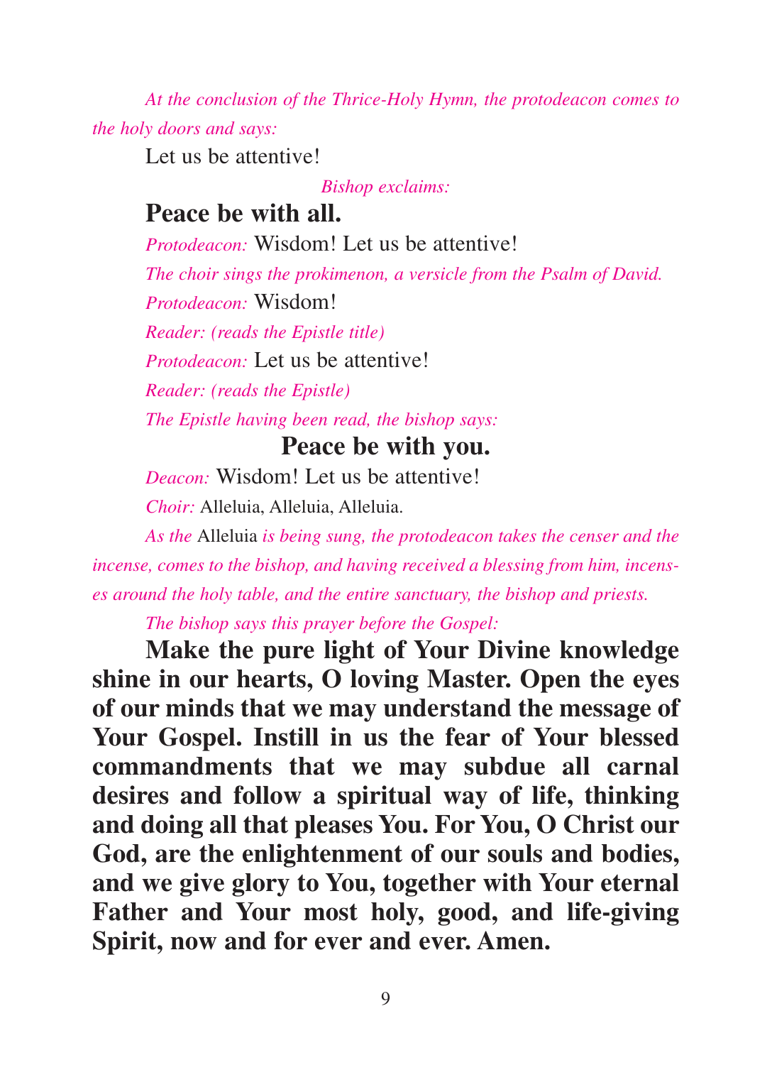*At the conclusion of the Thrice-Holy Hymn, the protodeacon comes to the holy doors and says:*

Let us be attentive!

*Bishop exclaims:*

**Peace be with all.**

*Protodeacon:* Wisdom! Let us be attentive!

*The choir sings the prokimenon, a versicle from the Psalm of David.*

*Protodeacon:* Wisdom!

*Reader: (reads the Epistle title)*

*Protodeacon:* Let us be attentive!

*Reader: (reads the Epistle)*

*The Epistle having been read, the bishop says:*

**Peace be with you.**

*Deacon:* Wisdom! Let us be attentive!

*Choir:* Alleluia, Alleluia, Alleluia.

*As the* Alleluia *is being sung, the protodeacon takes the censer and the incense, comes to the bishop, and having received a blessing from him, incenses around the holy table, and the entire sanctuary, the bishop and priests.*

*The bishop says this prayer before the Gospel:*

**Make the pure light of Your Divine knowledge shine in our hearts, O loving Master. Open the eyes of our minds that we may understand the message of Your Gospel. Instill in us the fear of Your blessed commandments that we may subdue all carnal desires and follow a spiritual way of life, thinking and doing all that pleases You. For You, O Christ our God, are the enlightenment of our souls and bodies, and we give glory to You, together with Your eternal Father and Your most holy, good, and life-giving Spirit, now and for ever and ever. Amen.**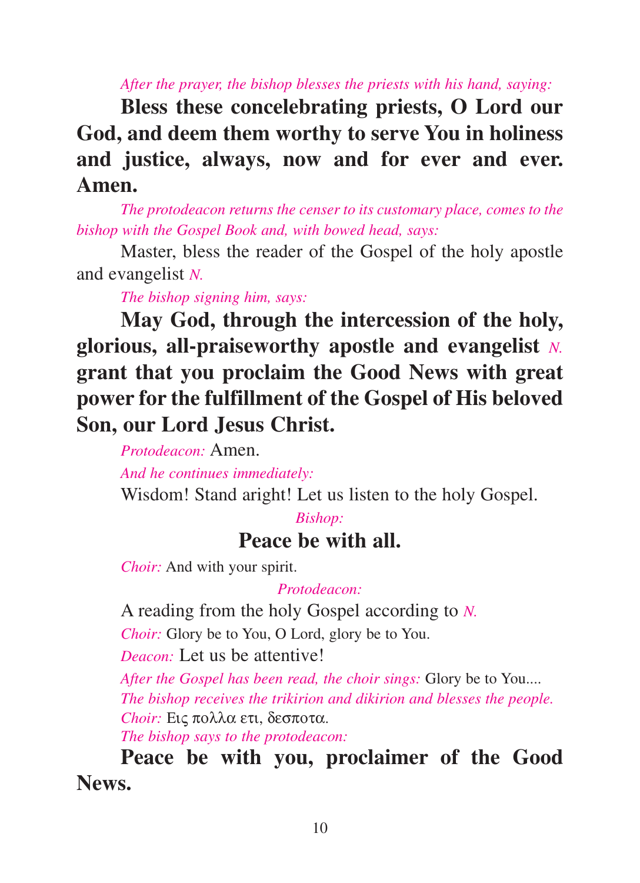*After the prayer, the bishop blesses the priests with his hand, saying:*

**Bless these concelebrating priests, O Lord our God, and deem them worthy to serve You in holiness and justice, always, now and for ever and ever. Amen.**

*The protodeacon returns the censer to its customary place, comes to the bishop with the Gospel Book and, with bowed head, says:*

Master, bless the reader of the Gospel of the holy apostle and evangelist *N.*

*The bishop signing him, says:*

**May God, through the intercession of the holy, glorious, all-praiseworthy apostle and evangelist** *N.* **grant that you proclaim the Good News with great power for the fulfillment of the Gospel of His beloved Son, our Lord Jesus Christ.**

*Protodeacon:* Amen.

*And he continues immediately:*

Wisdom! Stand aright! Let us listen to the holy Gospel.

*Bishop:*

**Peace be with all.**

*Choir:* And with your spirit.

*Protodeacon:*

A reading from the holy Gospel according to *N.*

*Choir:* Glory be to You, O Lord, glory be to You.

*Deacon:* Let us be attentive!

*After the Gospel has been read, the choir sings:* Glory be to You....

*The bishop receives the trikirion and dikirion and blesses the people.*

*Choir:* Εις πολλα ετι, δεσποτα.

*The bishop says to the protodeacon:*

**Peace be with you, proclaimer of the Good News.**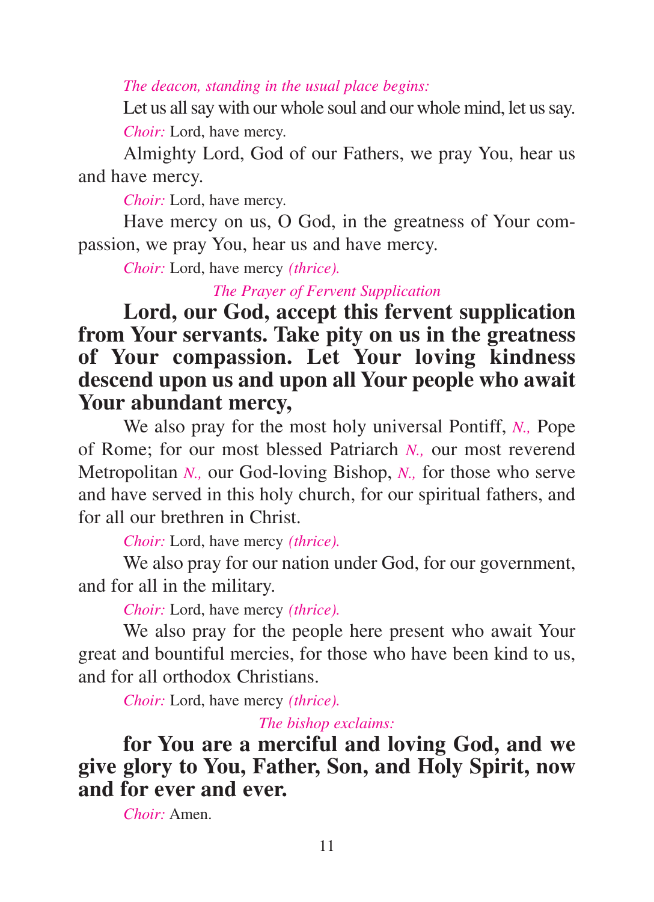*The deacon, standing in the usual place begins:*

Let us all say with our whole soul and our whole mind, let us say.

*Choir:* Lord, have mercy.

Almighty Lord, God of our Fathers, we pray You, hear us and have mercy.

*Choir:* Lord, have mercy.

Have mercy on us, O God, in the greatness of Your compassion, we pray You, hear us and have mercy.

*Choir:* Lord, have mercy *(thrice).*

*The Prayer of Fervent Supplication*

**Lord, our God, accept this fervent supplication from Your servants. Take pity on us in the greatness of Your compassion. Let Your loving kindness descend upon us and upon all Your people who await Your abundant mercy,**

We also pray for the most holy universal Pontiff, *N.,* Pope of Rome; for our most blessed Patriarch *N.,* our most reverend Metropolitan *N.,* our God-loving Bishop, *N.,* for those who serve and have served in this holy church, for our spiritual fathers, and for all our brethren in Christ.

*Choir:* Lord, have mercy *(thrice).*

We also pray for our nation under God, for our government, and for all in the military.

*Choir:* Lord, have mercy *(thrice).*

We also pray for the people here present who await Your great and bountiful mercies, for those who have been kind to us, and for all orthodox Christians.

*Choir:* Lord, have mercy *(thrice).*

*The bishop exclaims:*

**for You are a merciful and loving God, and we give glory to You, Father, Son, and Holy Spirit, now and for ever and ever.**

*Choir:* Amen.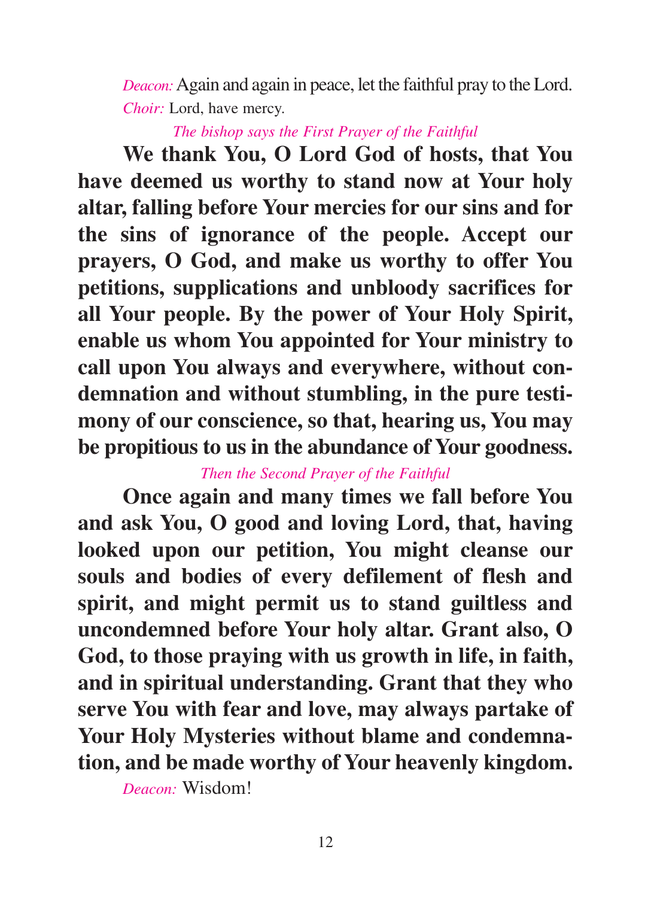*Deacon:* Again and again in peace, let the faithful pray to the Lord.
*Choir:* Lord, have mercy.

*The bishop says the First Prayer of the Faithful*

**We thank You, O Lord God of hosts, that You have deemed us worthy to stand now at Your holy altar, falling before Your mercies for our sins and for the sins of ignorance of the people. Accept our prayers, O God, and make us worthy to offer You petitions, supplications and unbloody sacrifices for all Your people. By the power of Your Holy Spirit, enable us whom You appointed for Your ministry to call upon You always and everywhere, without condemnation and without stumbling, in the pure testimony of our conscience, so that, hearing us, You may be propitious to us in the abundance of Your goodness.**

*Then the Second Prayer of the Faithful*

**Once again and many times we fall before You and ask You, O good and loving Lord, that, having looked upon our petition, You might cleanse our souls and bodies of every defilement of flesh and spirit, and might permit us to stand guiltless and uncondemned before Your holy altar. Grant also, O God, to those praying with us growth in life, in faith, and in spiritual understanding. Grant that they who serve You with fear and love, may always partake of Your Holy Mysteries without blame and condemnation, and be made worthy of Your heavenly kingdom.**

*Deacon:* Wisdom!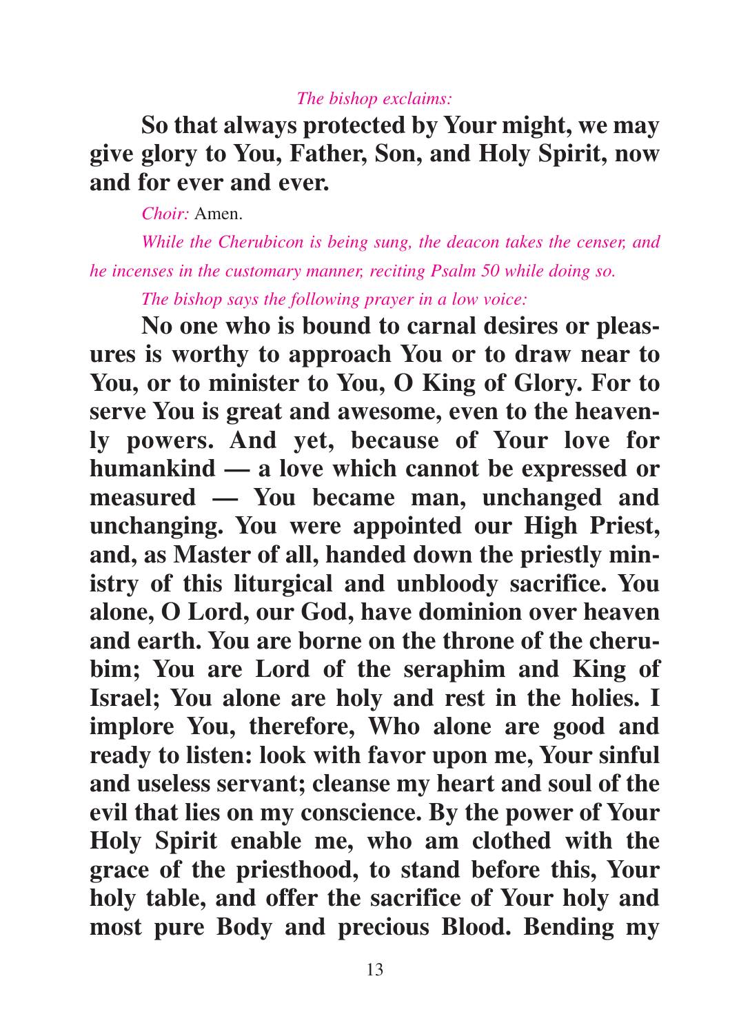*The bishop exclaims:*

**So that always protected by Your might, we may give glory to You, Father, Son, and Holy Spirit, now and for ever and ever.**

*Choir:* Amen.

*While the Cherubicon is being sung, the deacon takes the censer, and he incenses in the customary manner, reciting Psalm 50 while doing so.*

*The bishop says the following prayer in a low voice:*

**No one who is bound to carnal desires or pleasures is worthy to approach You or to draw near to You, or to minister to You, O King of Glory. For to serve You is great and awesome, even to the heavenly powers. And yet, because of Your love for humankind — a love which cannot be expressed or measured — You became man, unchanged and unchanging. You were appointed our High Priest, and, as Master of all, handed down the priestly ministry of this liturgical and unbloody sacrifice. You alone, O Lord, our God, have dominion over heaven and earth. You are borne on the throne of the cherubim; You are Lord of the seraphim and King of Israel; You alone are holy and rest in the holies. I implore You, therefore, Who alone are good and ready to listen: look with favor upon me, Your sinful and useless servant; cleanse my heart and soul of the evil that lies on my conscience. By the power of Your Holy Spirit enable me, who am clothed with the grace of the priesthood, to stand before this, Your holy table, and offer the sacrifice of Your holy and most pure Body and precious Blood. Bending my**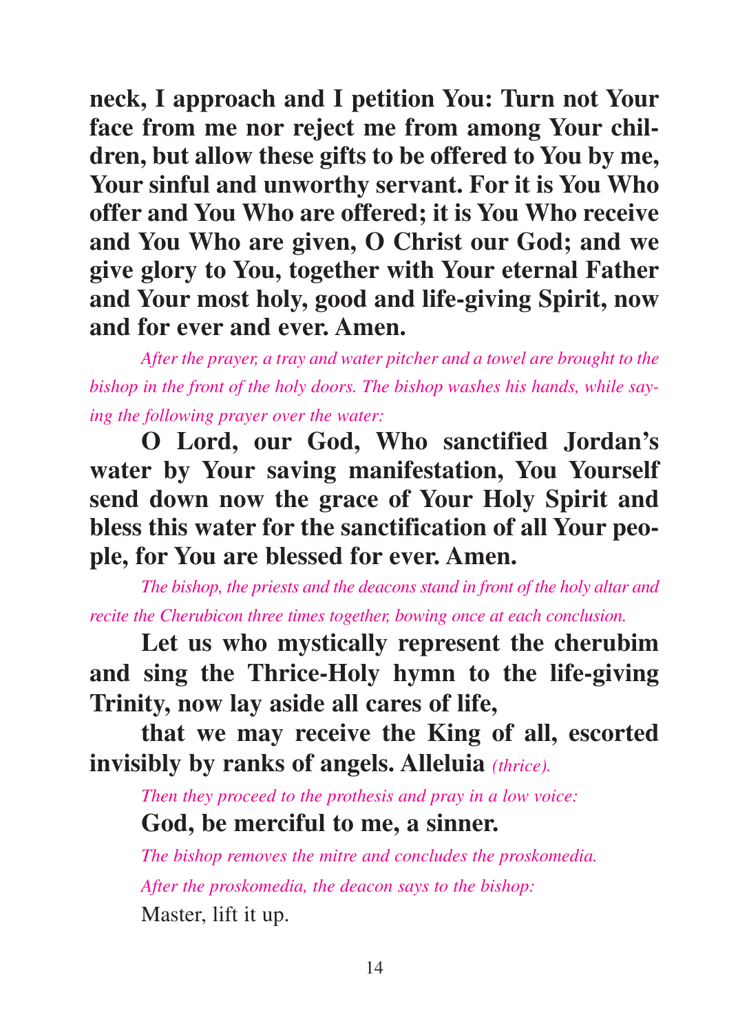**neck, I approach and I petition You: Turn not Your face from me nor reject me from among Your children, but allow these gifts to be offered to You by me, Your sinful and unworthy servant. For it is You Who offer and You Who are offered; it is You Who receive and You Who are given, O Christ our God; and we give glory to You, together with Your eternal Father and Your most holy, good and life-giving Spirit, now and for ever and ever. Amen.**

*After the prayer, a tray and water pitcher and a towel are brought to the bishop in the front of the holy doors. The bishop washes his hands, while saying the following prayer over the water:*

**O Lord, our God, Who sanctified Jordan's water by Your saving manifestation, You Yourself send down now the grace of Your Holy Spirit and bless this water for the sanctification of all Your people, for You are blessed for ever. Amen.**

*The bishop, the priests and the deacons stand in front of the holy altar and recite the Cherubicon three times together, bowing once at each conclusion.*

**Let us who mystically represent the cherubim and sing the Thrice-Holy hymn to the life-giving Trinity, now lay aside all cares of life,**

**that we may receive the King of all, escorted invisibly by ranks of angels. Alleluia** *(thrice).*

*Then they proceed to the prothesis and pray in a low voice:*

**God, be merciful to me, a sinner.**

*The bishop removes the mitre and concludes the proskomedia.*

*After the proskomedia, the deacon says to the bishop:*

Master, lift it up.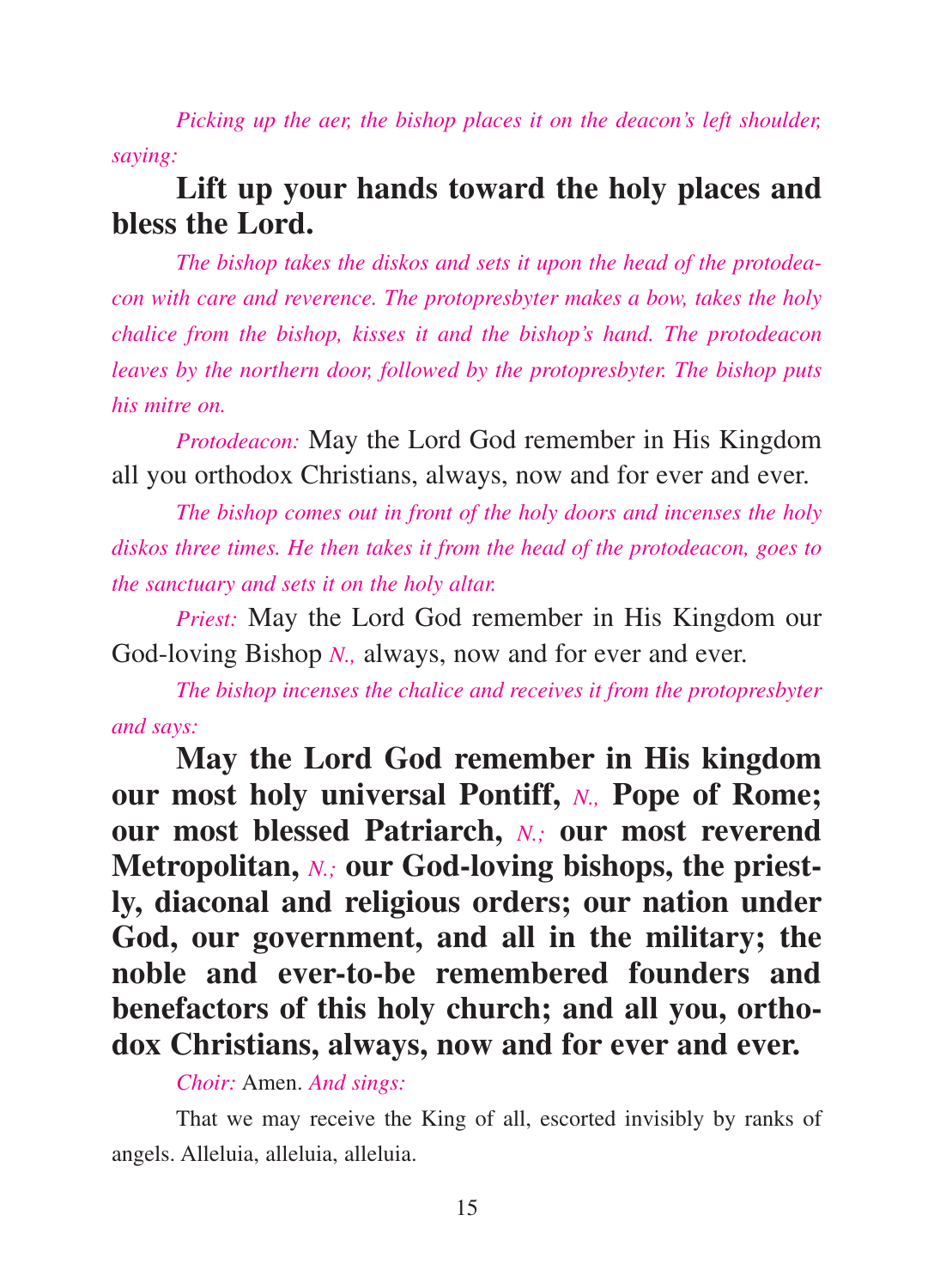*Picking up the aer, the bishop places it on the deacon's left shoulder, saying:*

**Lift up your hands toward the holy places and bless the Lord.**

*The bishop takes the diskos and sets it upon the head of the protodeacon with care and reverence. The protopresbyter makes a bow, takes the holy chalice from the bishop, kisses it and the bishop's hand. The protodeacon leaves by the northern door, followed by the protopresbyter. The bishop puts his mitre on.*

*Protodeacon:* May the Lord God remember in His Kingdom all you orthodox Christians, always, now and for ever and ever.

*The bishop comes out in front of the holy doors and incenses the holy diskos three times. He then takes it from the head of the protodeacon, goes to the sanctuary and sets it on the holy altar.*

*Priest:* May the Lord God remember in His Kingdom our God-loving Bishop *N.,* always, now and for ever and ever.

*The bishop incenses the chalice and receives it from the protopresbyter and says:*

**May the Lord God remember in His kingdom our most holy universal Pontiff,** *N.,* **Pope of Rome; our most blessed Patriarch,** *N.;* **our most reverend Metropolitan,** *N.;* **our God-loving bishops, the priestly, diaconal and religious orders; our nation under God, our government, and all in the military; the noble and ever-to-be remembered founders and benefactors of this holy church; and all you, orthodox Christians, always, now and for ever and ever.**

*Choir:* Amen. *And sings:*

That we may receive the King of all, escorted invisibly by ranks of angels. Alleluia, alleluia, alleluia.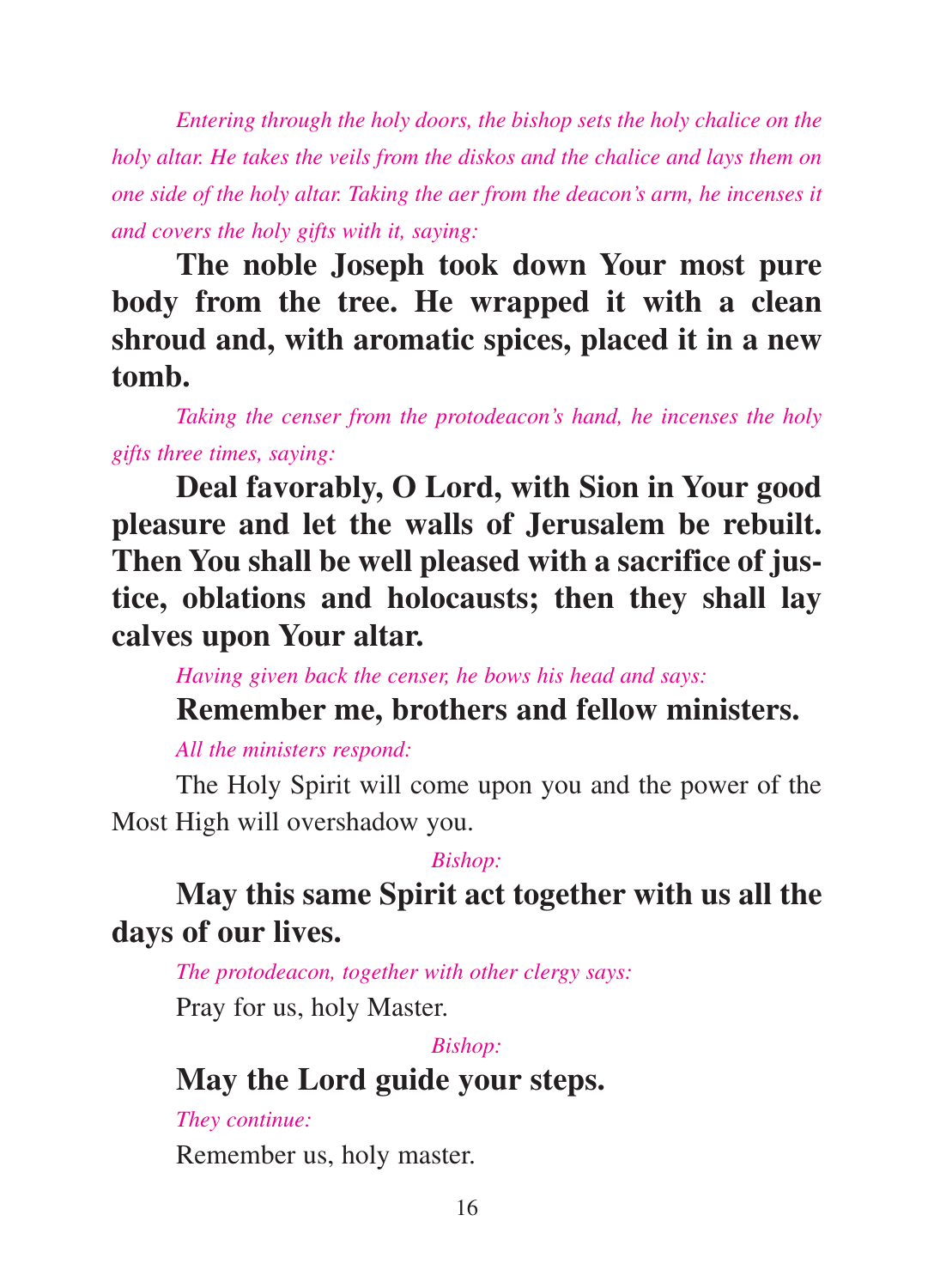*Entering through the holy doors, the bishop sets the holy chalice on the holy altar. He takes the veils from the diskos and the chalice and lays them on one side of the holy altar. Taking the aer from the deacon's arm, he incenses it and covers the holy gifts with it, saying:*

**The noble Joseph took down Your most pure body from the tree. He wrapped it with a clean shroud and, with aromatic spices, placed it in a new tomb.**

*Taking the censer from the protodeacon's hand, he incenses the holy gifts three times, saying:*

**Deal favorably, O Lord, with Sion in Your good pleasure and let the walls of Jerusalem be rebuilt. Then You shall be well pleased with a sacrifice of justice, oblations and holocausts; then they shall lay calves upon Your altar.**

*Having given back the censer, he bows his head and says:*

**Remember me, brothers and fellow ministers.**

*All the ministers respond:*

The Holy Spirit will come upon you and the power of the Most High will overshadow you.

*Bishop:*

**May this same Spirit act together with us all the days of our lives.**

*The protodeacon, together with other clergy says:*

Pray for us, holy Master.

*Bishop:*

**May the Lord guide your steps.**

*They continue:*

Remember us, holy master.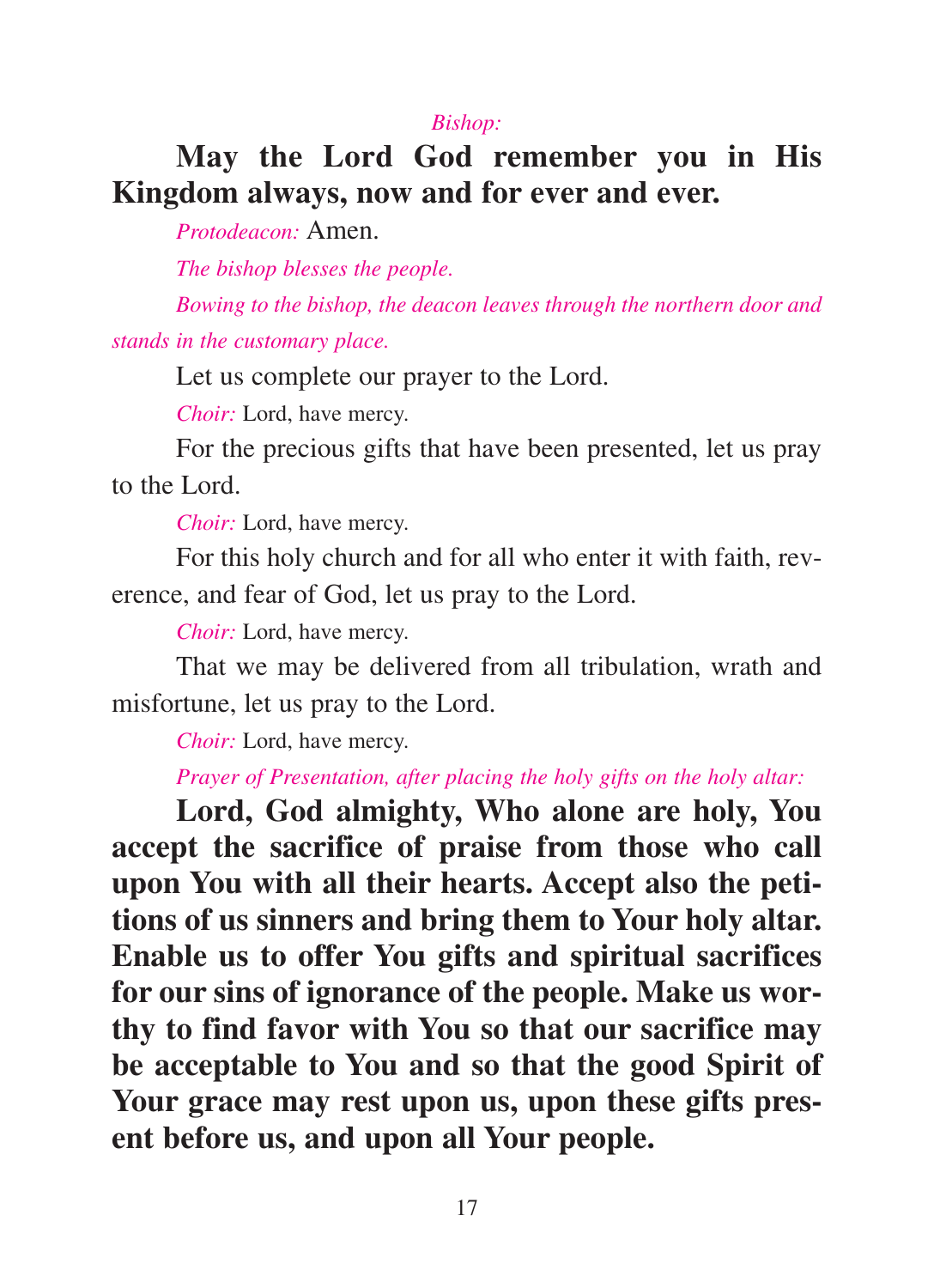*Bishop:*

**May the Lord God remember you in His Kingdom always, now and for ever and ever.**

*Protodeacon:* Amen.

*The bishop blesses the people.*

*Bowing to the bishop, the deacon leaves through the northern door and stands in the customary place.*

Let us complete our prayer to the Lord.

*Choir:* Lord, have mercy.

For the precious gifts that have been presented, let us pray to the Lord.

*Choir:* Lord, have mercy.

For this holy church and for all who enter it with faith, reverence, and fear of God, let us pray to the Lord.

*Choir:* Lord, have mercy.

That we may be delivered from all tribulation, wrath and misfortune, let us pray to the Lord.

*Choir:* Lord, have mercy.

*Prayer of Presentation, after placing the holy gifts on the holy altar:*

**Lord, God almighty, Who alone are holy, You accept the sacrifice of praise from those who call upon You with all their hearts. Accept also the petitions of us sinners and bring them to Your holy altar. Enable us to offer You gifts and spiritual sacrifices for our sins of ignorance of the people. Make us worthy to find favor with You so that our sacrifice may be acceptable to You and so that the good Spirit of Your grace may rest upon us, upon these gifts present before us, and upon all Your people.**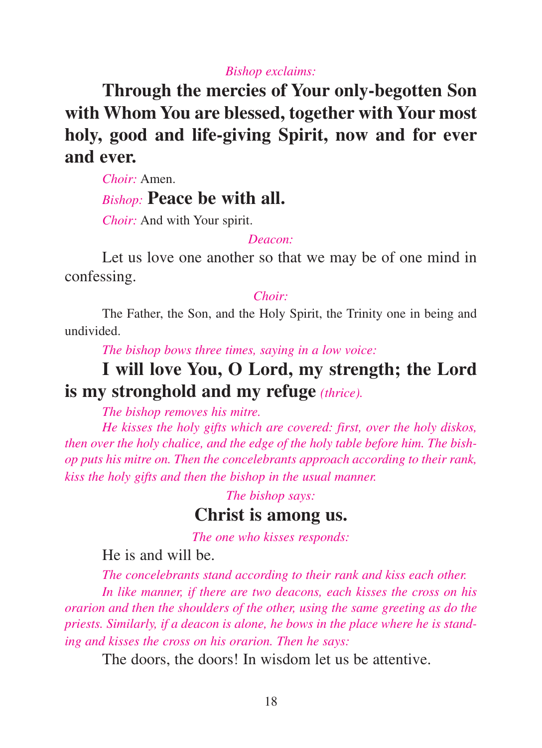*Bishop exclaims:*

**Through the mercies of Your only-begotten Son with Whom You are blessed, together with Your most holy, good and life-giving Spirit, now and for ever and ever.**

*Choir:* Amen.

*Bishop:* **Peace be with all.**

*Choir:* And with Your spirit.

*Deacon:*

Let us love one another so that we may be of one mind in confessing.

*Choir:*

The Father, the Son, and the Holy Spirit, the Trinity one in being and undivided.

*The bishop bows three times, saying in a low voice:*

**I will love You, O Lord, my strength; the Lord is my stronghold and my refuge** *(thrice).*

*The bishop removes his mitre.*

*He kisses the holy gifts which are covered: first, over the holy diskos, then over the holy chalice, and the edge of the holy table before him. The bishop puts his mitre on. Then the concelebrants approach according to their rank, kiss the holy gifts and then the bishop in the usual manner.*

*The bishop says:*

**Christ is among us.**

*The one who kisses responds:*

He is and will be.

*The concelebrants stand according to their rank and kiss each other.*

*In like manner, if there are two deacons, each kisses the cross on his orarion and then the shoulders of the other, using the same greeting as do the priests. Similarly, if a deacon is alone, he bows in the place where he is standing and kisses the cross on his orarion. Then he says:*

The doors, the doors! In wisdom let us be attentive.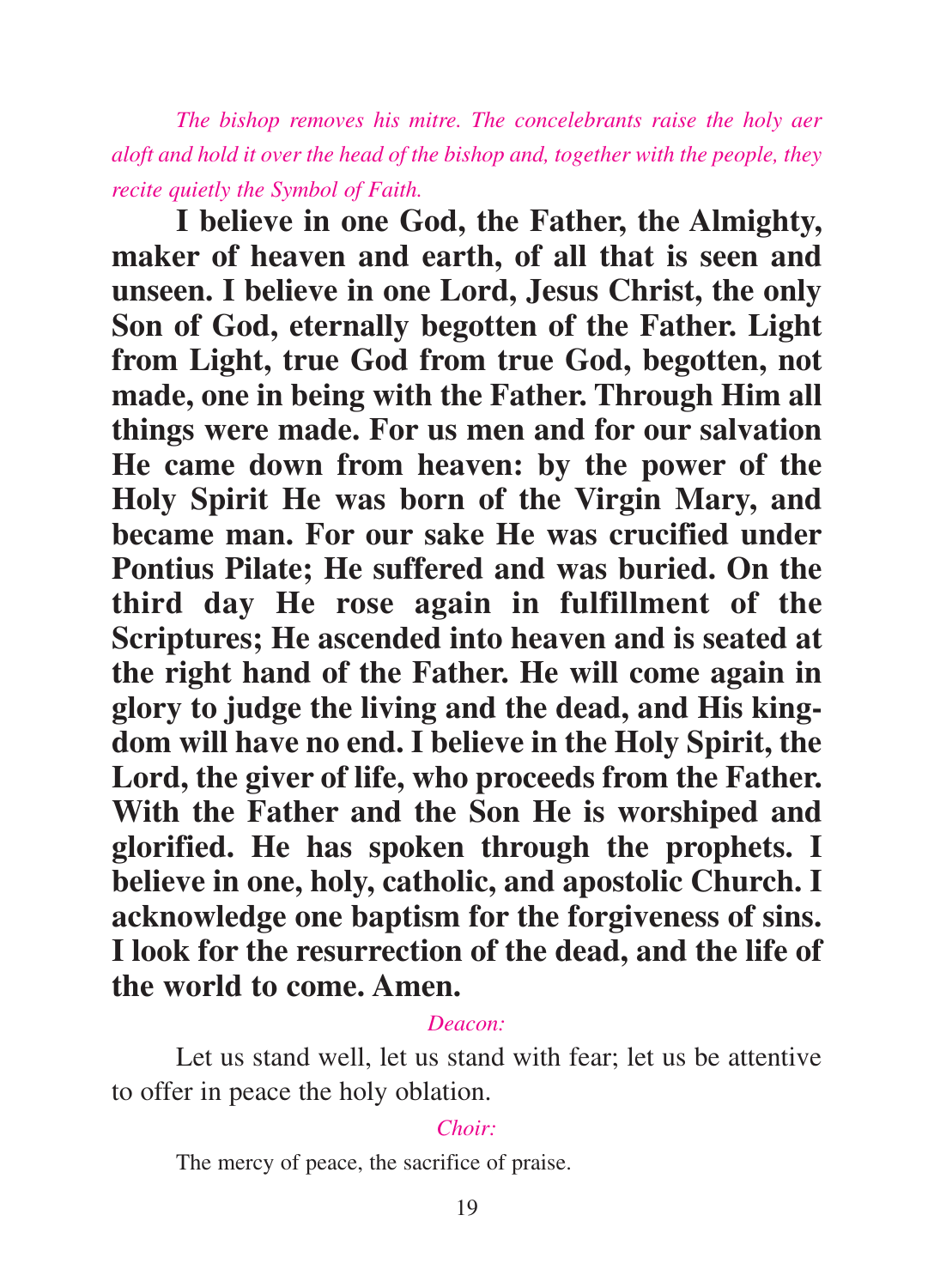*The bishop removes his mitre. The concelebrants raise the holy aer aloft and hold it over the head of the bishop and, together with the people, they recite quietly the Symbol of Faith.*

**I believe in one God, the Father, the Almighty, maker of heaven and earth, of all that is seen and unseen. I believe in one Lord, Jesus Christ, the only Son of God, eternally begotten of the Father. Light from Light, true God from true God, begotten, not made, one in being with the Father. Through Him all things were made. For us men and for our salvation He came down from heaven: by the power of the Holy Spirit He was born of the Virgin Mary, and became man. For our sake He was crucified under Pontius Pilate; He suffered and was buried. On the third day He rose again in fulfillment of the Scriptures; He ascended into heaven and is seated at the right hand of the Father. He will come again in glory to judge the living and the dead, and His kingdom will have no end. I believe in the Holy Spirit, the Lord, the giver of life, who proceeds from the Father. With the Father and the Son He is worshiped and glorified. He has spoken through the prophets. I believe in one, holy, catholic, and apostolic Church. I acknowledge one baptism for the forgiveness of sins. I look for the resurrection of the dead, and the life of the world to come. Amen.**

*Deacon:*

Let us stand well, let us stand with fear; let us be attentive to offer in peace the holy oblation.

*Choir:*

The mercy of peace, the sacrifice of praise.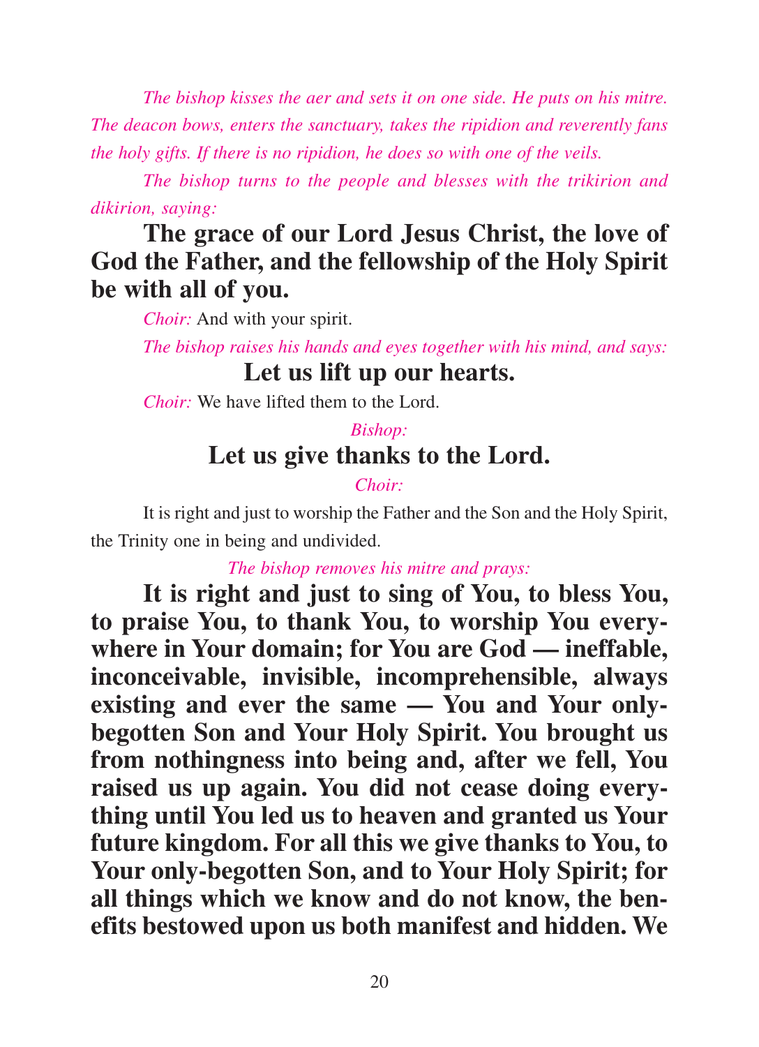*The bishop kisses the aer and sets it on one side. He puts on his mitre. The deacon bows, enters the sanctuary, takes the ripidion and reverently fans the holy gifts. If there is no ripidion, he does so with one of the veils.*

*The bishop turns to the people and blesses with the trikirion and dikirion, saying:*

**The grace of our Lord Jesus Christ, the love of God the Father, and the fellowship of the Holy Spirit be with all of you.**

*Choir:* And with your spirit.

*The bishop raises his hands and eyes together with his mind, and says:*

**Let us lift up our hearts.**

*Choir:* We have lifted them to the Lord.

*Bishop:*

**Let us give thanks to the Lord.**

*Choir:*

It is right and just to worship the Father and the Son and the Holy Spirit, the Trinity one in being and undivided.

*The bishop removes his mitre and prays:*

**It is right and just to sing of You, to bless You, to praise You, to thank You, to worship You everywhere in Your domain; for You are God — ineffable, inconceivable, invisible, incomprehensible, always existing and ever the same — You and Your only-begotten Son and Your Holy Spirit. You brought us from nothingness into being and, after we fell, You raised us up again. You did not cease doing everything until You led us to heaven and granted us Your future kingdom. For all this we give thanks to You, to Your only-begotten Son, and to Your Holy Spirit; for all things which we know and do not know, the benefits bestowed upon us both manifest and hidden. We**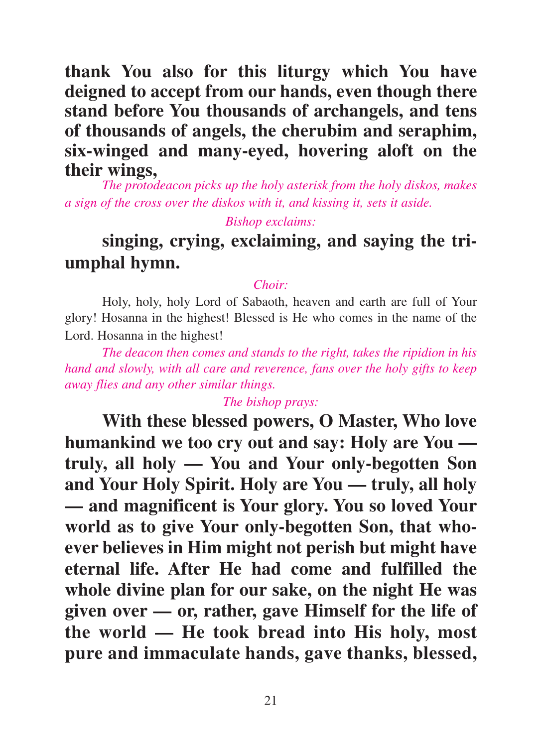**thank You also for this liturgy which You have deigned to accept from our hands, even though there stand before You thousands of archangels, and tens of thousands of angels, the cherubim and seraphim, six-winged and many-eyed, hovering aloft on the their wings,**

*The protodeacon picks up the holy asterisk from the holy diskos, makes a sign of the cross over the diskos with it, and kissing it, sets it aside.*

*Bishop exclaims:*

**singing, crying, exclaiming, and saying the triumphal hymn.**

*Choir:*

Holy, holy, holy Lord of Sabaoth, heaven and earth are full of Your glory! Hosanna in the highest! Blessed is He who comes in the name of the Lord. Hosanna in the highest!

*The deacon then comes and stands to the right, takes the ripidion in his hand and slowly, with all care and reverence, fans over the holy gifts to keep away flies and any other similar things.*

*The bishop prays:*

**With these blessed powers, O Master, Who love humankind we too cry out and say: Holy are You — truly, all holy — You and Your only-begotten Son and Your Holy Spirit. Holy are You — truly, all holy — and magnificent is Your glory. You so loved Your world as to give Your only-begotten Son, that whoever believes in Him might not perish but might have eternal life. After He had come and fulfilled the whole divine plan for our sake, on the night He was given over — or, rather, gave Himself for the life of the world — He took bread into His holy, most pure and immaculate hands, gave thanks, blessed,**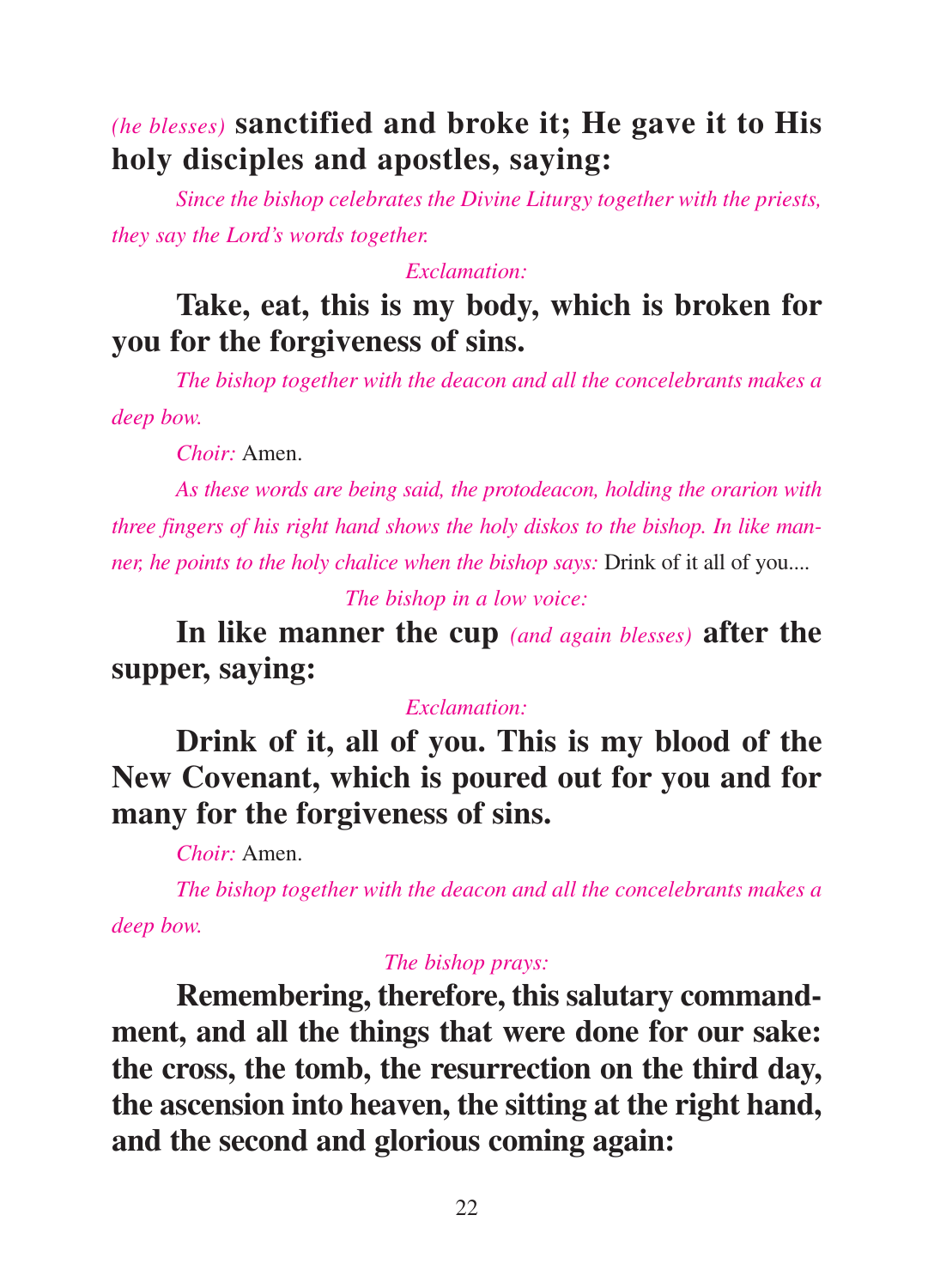*(he blesses)* **sanctified and broke it; He gave it to His holy disciples and apostles, saying:**

*Since the bishop celebrates the Divine Liturgy together with the priests, they say the Lord's words together.*

*Exclamation:*

**Take, eat, this is my body, which is broken for you for the forgiveness of sins.**

*The bishop together with the deacon and all the concelebrants makes a deep bow.*

*Choir:* Amen.

*As these words are being said, the protodeacon, holding the orarion with three fingers of his right hand shows the holy diskos to the bishop. In like manner, he points to the holy chalice when the bishop says:* Drink of it all of you....

*The bishop in a low voice:*

**In like manner the cup** *(and again blesses)* **after the supper, saying:**

*Exclamation:*

**Drink of it, all of you. This is my blood of the New Covenant, which is poured out for you and for many for the forgiveness of sins.**

*Choir:* Amen.

*The bishop together with the deacon and all the concelebrants makes a deep bow.*

*The bishop prays:*

**Remembering, therefore, this salutary commandment, and all the things that were done for our sake: the cross, the tomb, the resurrection on the third day, the ascension into heaven, the sitting at the right hand, and the second and glorious coming again:**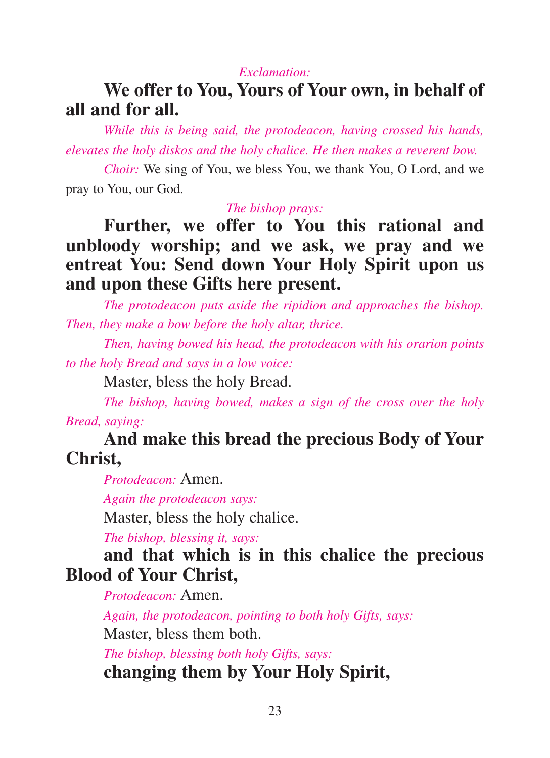*Exclamation:*

**We offer to You, Yours of Your own, in behalf of all and for all.**

*While this is being said, the protodeacon, having crossed his hands, elevates the holy diskos and the holy chalice. He then makes a reverent bow.*

*Choir:* We sing of You, we bless You, we thank You, O Lord, and we pray to You, our God.

*The bishop prays:*

**Further, we offer to You this rational and unbloody worship; and we ask, we pray and we entreat You: Send down Your Holy Spirit upon us and upon these Gifts here present.**

*The protodeacon puts aside the ripidion and approaches the bishop. Then, they make a bow before the holy altar, thrice.*

*Then, having bowed his head, the protodeacon with his orarion points to the holy Bread and says in a low voice:*

Master, bless the holy Bread.

*The bishop, having bowed, makes a sign of the cross over the holy Bread, saying:*

**And make this bread the precious Body of Your Christ,**

*Protodeacon:* Amen.

*Again the protodeacon says:*

Master, bless the holy chalice.

*The bishop, blessing it, says:*

**and that which is in this chalice the precious Blood of Your Christ,**

*Protodeacon:* Amen.

*Again, the protodeacon, pointing to both holy Gifts, says:*

Master, bless them both.

*The bishop, blessing both holy Gifts, says:*

**changing them by Your Holy Spirit,**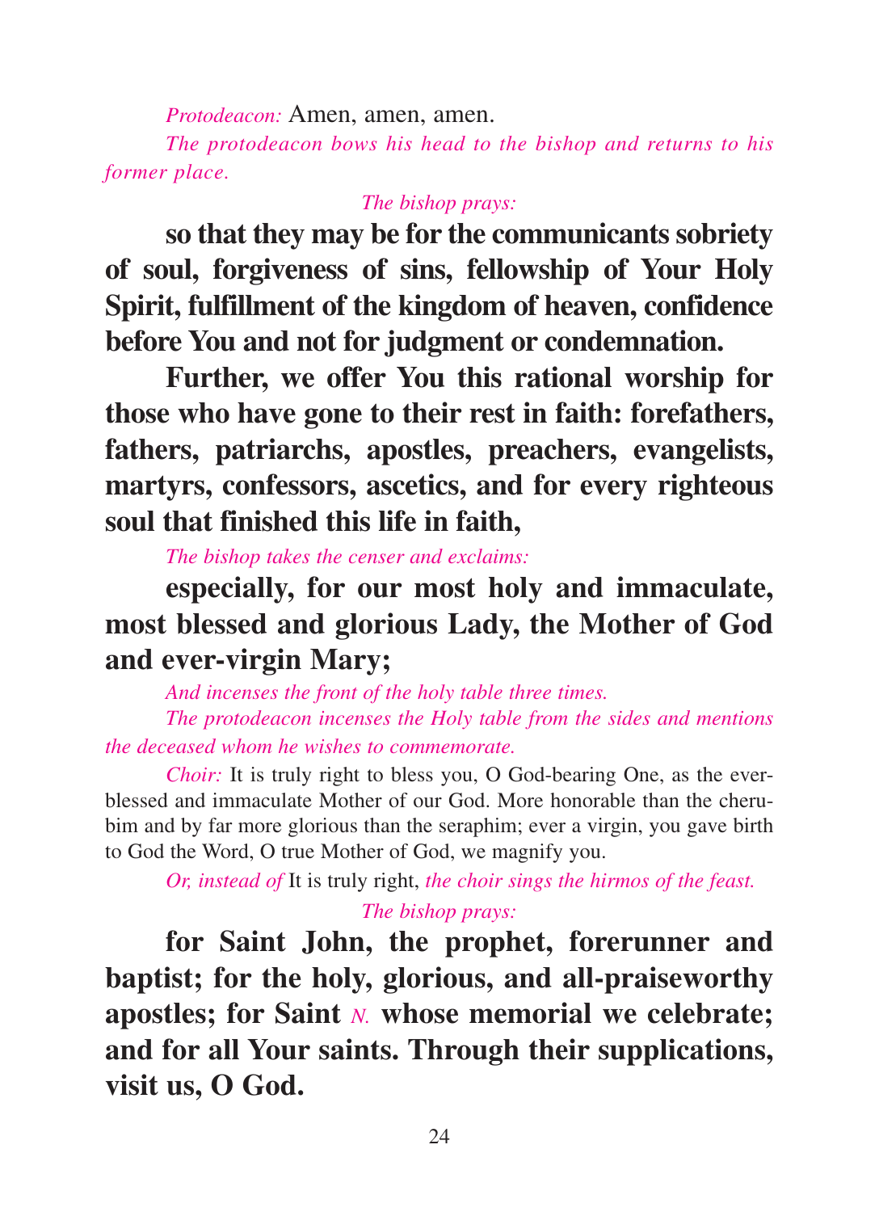*Protodeacon:* Amen, amen, amen.

*The protodeacon bows his head to the bishop and returns to his former place.*

*The bishop prays:*

**so that they may be for the communicants sobriety of soul, forgiveness of sins, fellowship of Your Holy Spirit, fulfillment of the kingdom of heaven, confidence before You and not for judgment or condemnation.**

**Further, we offer You this rational worship for those who have gone to their rest in faith: forefathers, fathers, patriarchs, apostles, preachers, evangelists, martyrs, confessors, ascetics, and for every righteous soul that finished this life in faith,**

*The bishop takes the censer and exclaims:*

**especially, for our most holy and immaculate, most blessed and glorious Lady, the Mother of God and ever-virgin Mary;**

*And incenses the front of the holy table three times.*

*The protodeacon incenses the Holy table from the sides and mentions the deceased whom he wishes to commemorate.*

*Choir:* It is truly right to bless you, O God-bearing One, as the ever-blessed and immaculate Mother of our God. More honorable than the cherubim and by far more glorious than the seraphim; ever a virgin, you gave birth to God the Word, O true Mother of God, we magnify you.

*Or, instead of* It is truly right, *the choir sings the hirmos of the feast.*

*The bishop prays:*

**for Saint John, the prophet, forerunner and baptist; for the holy, glorious, and all-praiseworthy apostles; for Saint** *N.* **whose memorial we celebrate; and for all Your saints. Through their supplications, visit us, O God.**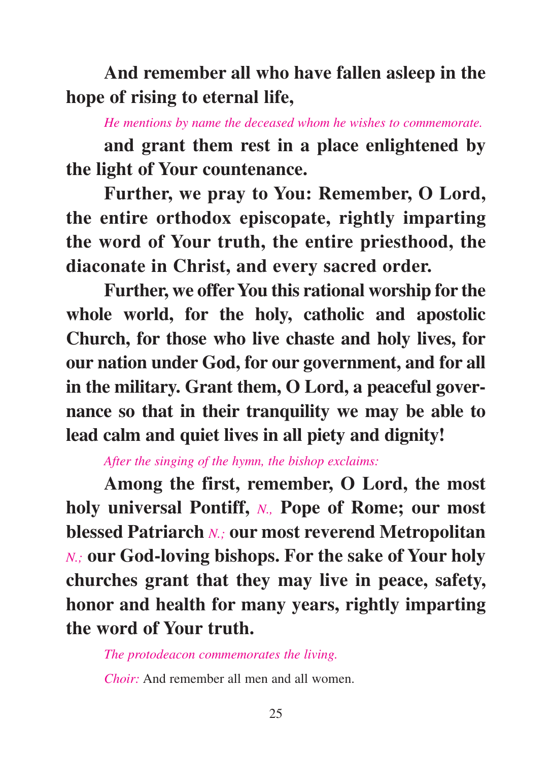**And remember all who have fallen asleep in the hope of rising to eternal life,**

*He mentions by name the deceased whom he wishes to commemorate.*

**and grant them rest in a place enlightened by the light of Your countenance.**

**Further, we pray to You: Remember, O Lord, the entire orthodox episcopate, rightly imparting the word of Your truth, the entire priesthood, the diaconate in Christ, and every sacred order.**

**Further, we offer You this rational worship for the whole world, for the holy, catholic and apostolic Church, for those who live chaste and holy lives, for our nation under God, for our government, and for all in the military. Grant them, O Lord, a peaceful governance so that in their tranquility we may be able to lead calm and quiet lives in all piety and dignity!**

*After the singing of the hymn, the bishop exclaims:*

**Among the first, remember, O Lord, the most holy universal Pontiff,** *N.,* **Pope of Rome; our most blessed Patriarch** *N.;* **our most reverend Metropolitan** *N.;* **our God-loving bishops. For the sake of Your holy churches grant that they may live in peace, safety, honor and health for many years, rightly imparting the word of Your truth.**

*The protodeacon commemorates the living.*

*Choir:* And remember all men and all women.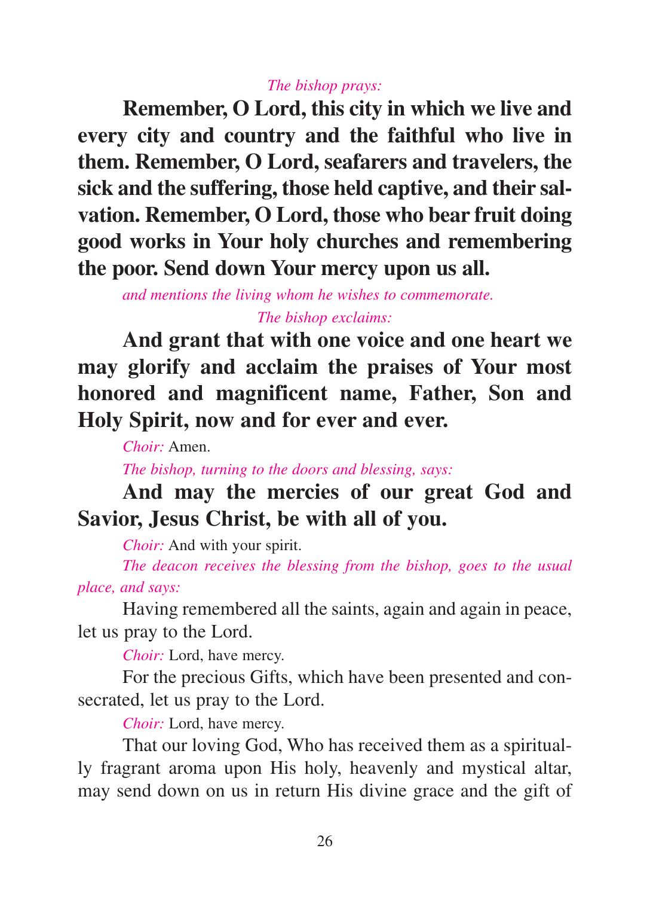*The bishop prays:*

**Remember, O Lord, this city in which we live and every city and country and the faithful who live in them. Remember, O Lord, seafarers and travelers, the sick and the suffering, those held captive, and their salvation. Remember, O Lord, those who bear fruit doing good works in Your holy churches and remembering the poor. Send down Your mercy upon us all.**

*and mentions the living whom he wishes to commemorate.*

*The bishop exclaims:*

**And grant that with one voice and one heart we may glorify and acclaim the praises of Your most honored and magnificent name, Father, Son and Holy Spirit, now and for ever and ever.**

*Choir:* Amen.

*The bishop, turning to the doors and blessing, says:*

**And may the mercies of our great God and Savior, Jesus Christ, be with all of you.**

*Choir:* And with your spirit.

*The deacon receives the blessing from the bishop, goes to the usual place, and says:*

Having remembered all the saints, again and again in peace, let us pray to the Lord.

*Choir:* Lord, have mercy.

For the precious Gifts, which have been presented and consecrated, let us pray to the Lord.

*Choir:* Lord, have mercy.

That our loving God, Who has received them as a spiritually fragrant aroma upon His holy, heavenly and mystical altar, may send down on us in return His divine grace and the gift of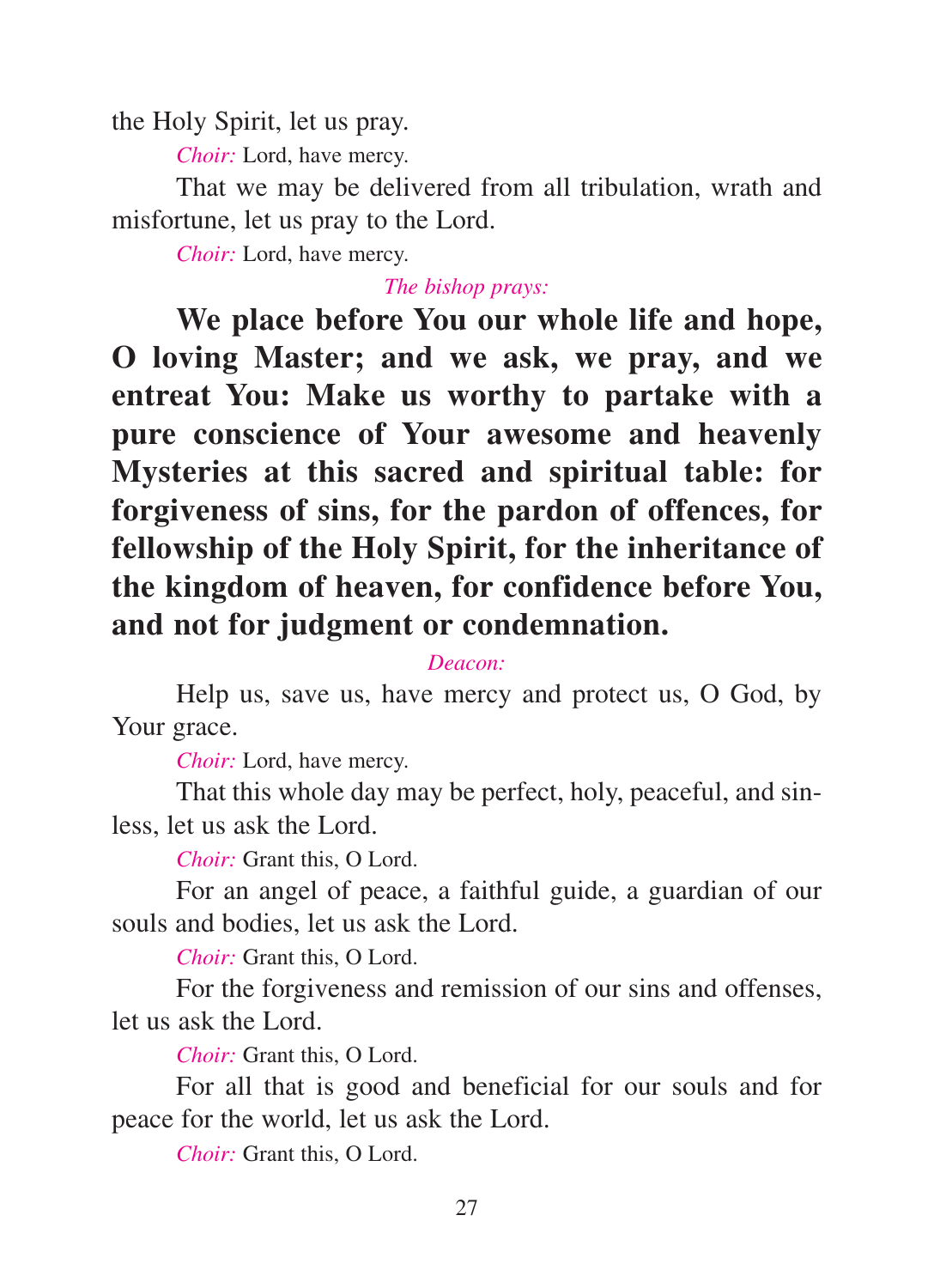the Holy Spirit, let us pray.

*Choir:* Lord, have mercy.

That we may be delivered from all tribulation, wrath and misfortune, let us pray to the Lord.

*Choir:* Lord, have mercy.

*The bishop prays:*

**We place before You our whole life and hope, O loving Master; and we ask, we pray, and we entreat You: Make us worthy to partake with a pure conscience of Your awesome and heavenly Mysteries at this sacred and spiritual table: for forgiveness of sins, for the pardon of offences, for fellowship of the Holy Spirit, for the inheritance of the kingdom of heaven, for confidence before You, and not for judgment or condemnation.**

*Deacon:*

Help us, save us, have mercy and protect us, O God, by Your grace.

*Choir:* Lord, have mercy.

That this whole day may be perfect, holy, peaceful, and sinless, let us ask the Lord.

*Choir:* Grant this, O Lord.

For an angel of peace, a faithful guide, a guardian of our souls and bodies, let us ask the Lord.

*Choir:* Grant this, O Lord.

For the forgiveness and remission of our sins and offenses, let us ask the Lord.

*Choir:* Grant this, O Lord.

For all that is good and beneficial for our souls and for peace for the world, let us ask the Lord.

*Choir:* Grant this, O Lord.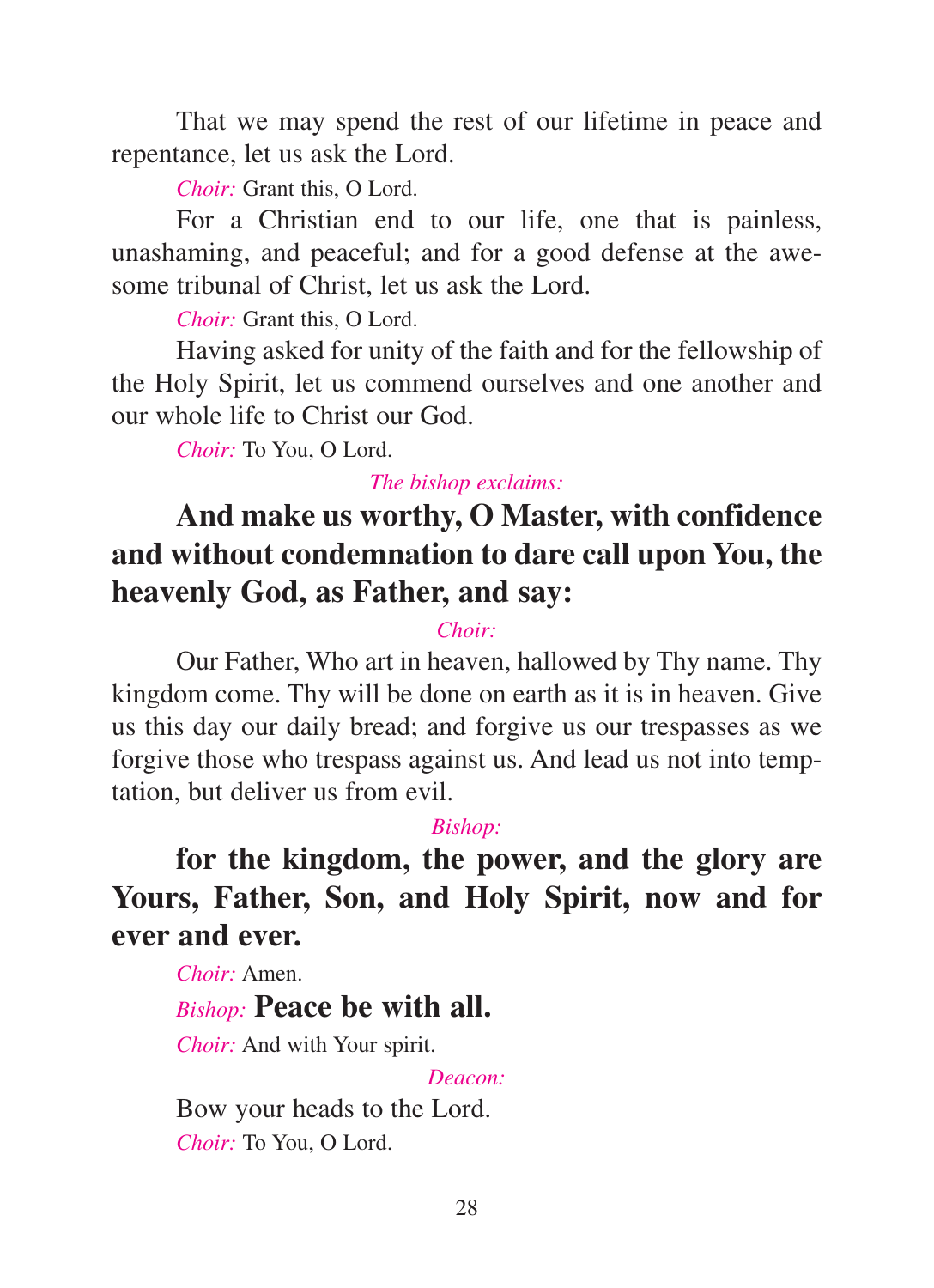That we may spend the rest of our lifetime in peace and repentance, let us ask the Lord.

*Choir:* Grant this, O Lord.

For a Christian end to our life, one that is painless, unashaming, and peaceful; and for a good defense at the awesome tribunal of Christ, let us ask the Lord.

*Choir:* Grant this, O Lord.

Having asked for unity of the faith and for the fellowship of the Holy Spirit, let us commend ourselves and one another and our whole life to Christ our God.

*Choir:* To You, O Lord.

*The bishop exclaims:*

**And make us worthy, O Master, with confidence and without condemnation to dare call upon You, the heavenly God, as Father, and say:**

*Choir:*

Our Father, Who art in heaven, hallowed by Thy name. Thy kingdom come. Thy will be done on earth as it is in heaven. Give us this day our daily bread; and forgive us our trespasses as we forgive those who trespass against us. And lead us not into temptation, but deliver us from evil.

*Bishop:*

**for the kingdom, the power, and the glory are Yours, Father, Son, and Holy Spirit, now and for ever and ever.**

*Choir:* Amen.

*Bishop:* **Peace be with all.**

*Choir:* And with Your spirit.

*Deacon:*

Bow your heads to the Lord.

*Choir:* To You, O Lord.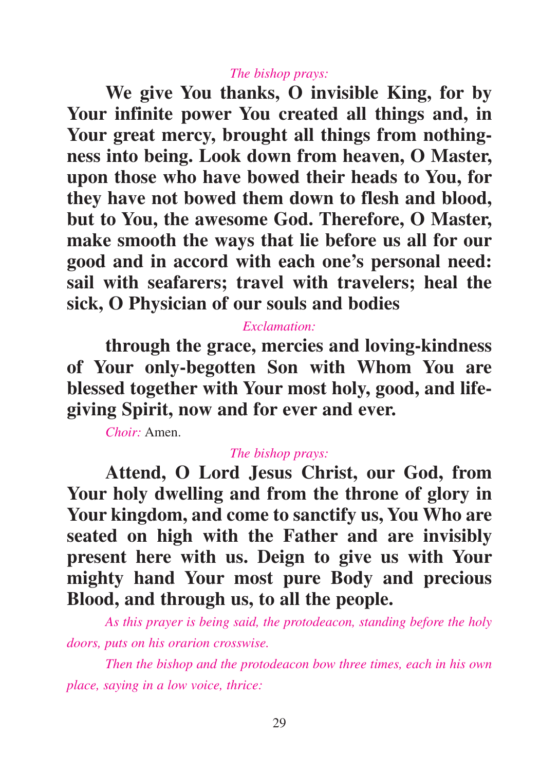*The bishop prays:*

**We give You thanks, O invisible King, for by Your infinite power You created all things and, in Your great mercy, brought all things from nothingness into being. Look down from heaven, O Master, upon those who have bowed their heads to You, for they have not bowed them down to flesh and blood, but to You, the awesome God. Therefore, O Master, make smooth the ways that lie before us all for our good and in accord with each one's personal need: sail with seafarers; travel with travelers; heal the sick, O Physician of our souls and bodies**

*Exclamation:*

**through the grace, mercies and loving-kindness of Your only-begotten Son with Whom You are blessed together with Your most holy, good, and life-giving Spirit, now and for ever and ever.**

*Choir:* Amen.

*The bishop prays:*

**Attend, O Lord Jesus Christ, our God, from Your holy dwelling and from the throne of glory in Your kingdom, and come to sanctify us, You Who are seated on high with the Father and are invisibly present here with us. Deign to give us with Your mighty hand Your most pure Body and precious Blood, and through us, to all the people.**

*As this prayer is being said, the protodeacon, standing before the holy doors, puts on his orarion crosswise.*

*Then the bishop and the protodeacon bow three times, each in his own place, saying in a low voice, thrice:*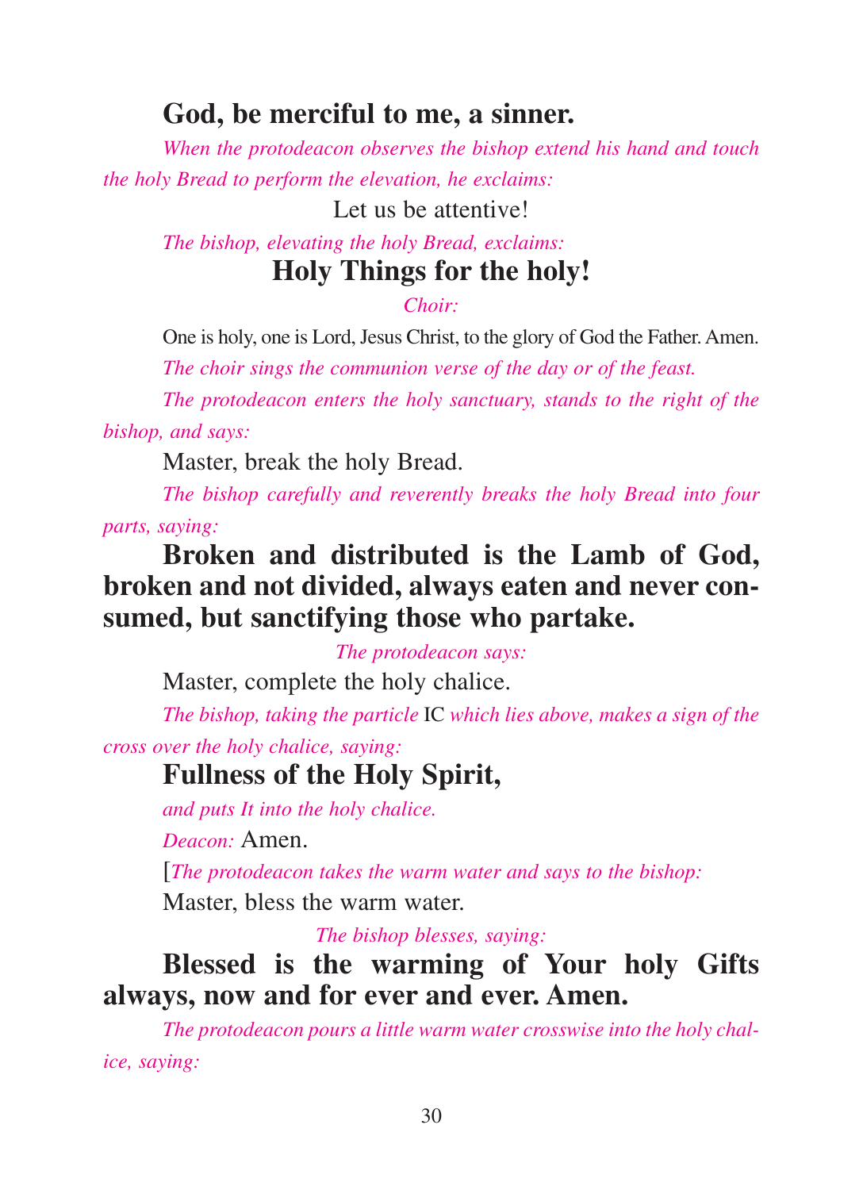**God, be merciful to me, a sinner.**

*When the protodeacon observes the bishop extend his hand and touch the holy Bread to perform the elevation, he exclaims:*

Let us be attentive!

*The bishop, elevating the holy Bread, exclaims:*

**Holy Things for the holy!**

*Choir:*

One is holy, one is Lord, Jesus Christ, to the glory of God the Father. Amen.

*The choir sings the communion verse of the day or of the feast.*

*The protodeacon enters the holy sanctuary, stands to the right of the bishop, and says:*

Master, break the holy Bread.

*The bishop carefully and reverently breaks the holy Bread into four parts, saying:*

**Broken and distributed is the Lamb of God, broken and not divided, always eaten and never consumed, but sanctifying those who partake.**

*The protodeacon says:*

Master, complete the holy chalice.

*The bishop, taking the particle* IC *which lies above, makes a sign of the cross over the holy chalice, saying:*

**Fullness of the Holy Spirit,**

*and puts It into the holy chalice.*

*Deacon:* Amen.

[*The protodeacon takes the warm water and says to the bishop:*

Master, bless the warm water.

*The bishop blesses, saying:*

**Blessed is the warming of Your holy Gifts always, now and for ever and ever. Amen.**

*The protodeacon pours a little warm water crosswise into the holy chalice, saying:*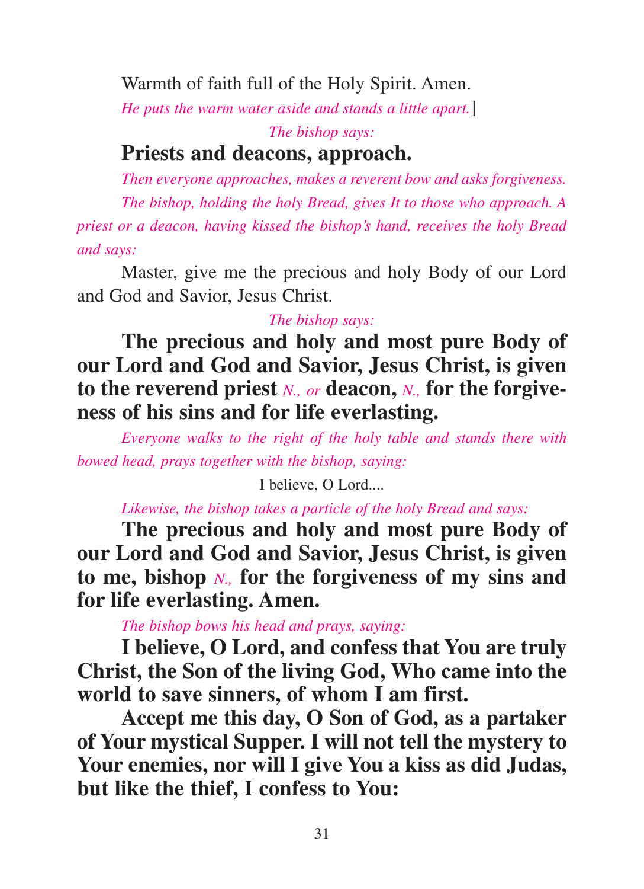Warmth of faith full of the Holy Spirit. Amen.

*He puts the warm water aside and stands a little apart.*]

*The bishop says:*

**Priests and deacons, approach.**

*Then everyone approaches, makes a reverent bow and asks forgiveness.*

*The bishop, holding the holy Bread, gives It to those who approach. A priest or a deacon, having kissed the bishop's hand, receives the holy Bread and says:*

Master, give me the precious and holy Body of our Lord and God and Savior, Jesus Christ.

*The bishop says:*

**The precious and holy and most pure Body of our Lord and God and Savior, Jesus Christ, is given to the reverend priest** *N., or* **deacon,** *N.,* **for the forgiveness of his sins and for life everlasting.**

*Everyone walks to the right of the holy table and stands there with bowed head, prays together with the bishop, saying:*

I believe, O Lord....

*Likewise, the bishop takes a particle of the holy Bread and says:*

**The precious and holy and most pure Body of our Lord and God and Savior, Jesus Christ, is given to me, bishop** *N.,* **for the forgiveness of my sins and for life everlasting. Amen.**

*The bishop bows his head and prays, saying:*

**I believe, O Lord, and confess that You are truly Christ, the Son of the living God, Who came into the world to save sinners, of whom I am first.**

**Accept me this day, O Son of God, as a partaker of Your mystical Supper. I will not tell the mystery to Your enemies, nor will I give You a kiss as did Judas, but like the thief, I confess to You:**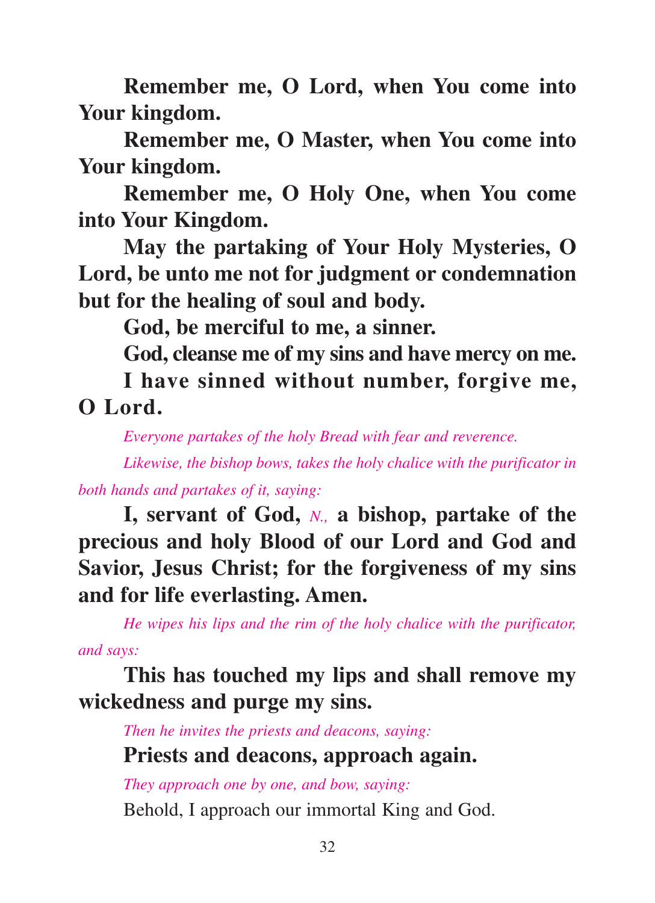**Remember me, O Lord, when You come into Your kingdom.**

**Remember me, O Master, when You come into Your kingdom.**

**Remember me, O Holy One, when You come into Your Kingdom.**

**May the partaking of Your Holy Mysteries, O Lord, be unto me not for judgment or condemnation but for the healing of soul and body.**

**God, be merciful to me, a sinner.**

**God, cleanse me of my sins and have mercy on me.**

**I have sinned without number, forgive me, O Lord.**

*Everyone partakes of the holy Bread with fear and reverence.*

*Likewise, the bishop bows, takes the holy chalice with the purificator in both hands and partakes of it, saying:*

**I, servant of God,** *N.,* **a bishop, partake of the precious and holy Blood of our Lord and God and Savior, Jesus Christ; for the forgiveness of my sins and for life everlasting. Amen.**

*He wipes his lips and the rim of the holy chalice with the purificator, and says:*

**This has touched my lips and shall remove my wickedness and purge my sins.**

*Then he invites the priests and deacons, saying:*

**Priests and deacons, approach again.**

*They approach one by one, and bow, saying:*

Behold, I approach our immortal King and God.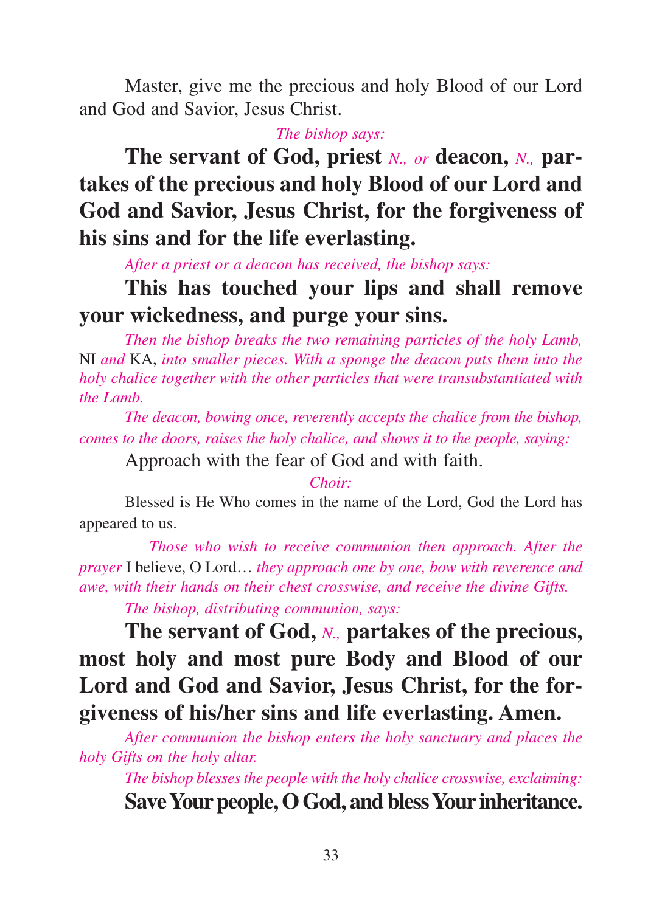Master, give me the precious and holy Blood of our Lord and God and Savior, Jesus Christ.

*The bishop says:*

**The servant of God, priest** *N., or* **deacon,** *N.,* **partakes of the precious and holy Blood of our Lord and God and Savior, Jesus Christ, for the forgiveness of his sins and for the life everlasting.**

*After a priest or a deacon has received, the bishop says:*

**This has touched your lips and shall remove your wickedness, and purge your sins.**

*Then the bishop breaks the two remaining particles of the holy Lamb,* NI *and* KA, *into smaller pieces. With a sponge the deacon puts them into the holy chalice together with the other particles that were transubstantiated with the Lamb.*

*The deacon, bowing once, reverently accepts the chalice from the bishop, comes to the doors, raises the holy chalice, and shows it to the people, saying:*

Approach with the fear of God and with faith.

*Choir:*

Blessed is He Who comes in the name of the Lord, God the Lord has appeared to us.

*Those who wish to receive communion then approach. After the prayer* I believe, O Lord… *they approach one by one, bow with reverence and awe, with their hands on their chest crosswise, and receive the divine Gifts.*

*The bishop, distributing communion, says:*

**The servant of God,** *N.,* **partakes of the precious, most holy and most pure Body and Blood of our Lord and God and Savior, Jesus Christ, for the forgiveness of his/her sins and life everlasting. Amen.**

*After communion the bishop enters the holy sanctuary and places the holy Gifts on the holy altar.*

*The bishop blesses the people with the holy chalice crosswise, exclaiming:*

**Save Your people, O God, and bless Your inheritance.**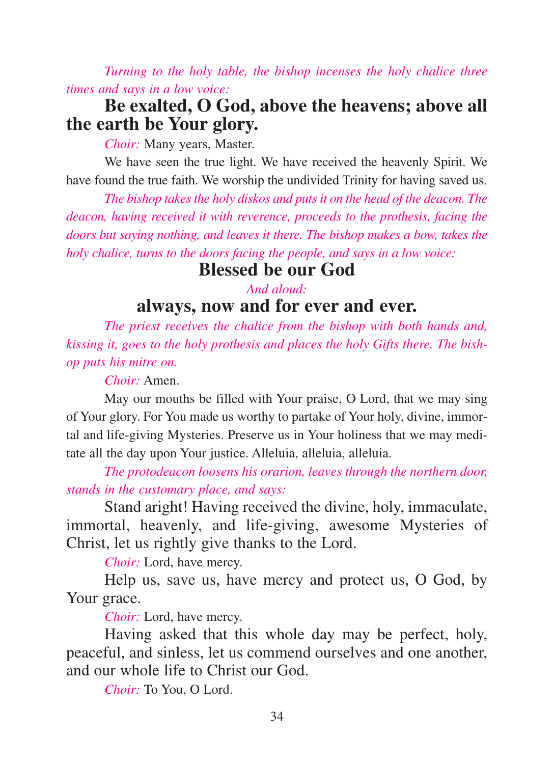*Turning to the holy table, the bishop incenses the holy chalice three times and says in a low voice:*

**Be exalted, O God, above the heavens; above all the earth be Your glory.**

*Choir:* Many years, Master.

We have seen the true light. We have received the heavenly Spirit. We have found the true faith. We worship the undivided Trinity for having saved us.

*The bishop takes the holy diskos and puts it on the head of the deacon. The deacon, having received it with reverence, proceeds to the prothesis, facing the doors but saying nothing, and leaves it there. The bishop makes a bow, takes the holy chalice, turns to the doors facing the people, and says in a low voice:*

**Blessed be our God**

*And aloud:*

**always, now and for ever and ever.**

*The priest receives the chalice from the bishop with both hands and, kissing it, goes to the holy prothesis and places the holy Gifts there. The bishop puts his mitre on.*

*Choir:* Amen.

May our mouths be filled with Your praise, O Lord, that we may sing of Your glory. For You made us worthy to partake of Your holy, divine, immortal and life-giving Mysteries. Preserve us in Your holiness that we may meditate all the day upon Your justice. Alleluia, alleluia, alleluia.

*The protodeacon loosens his orarion, leaves through the northern door, stands in the customary place, and says:*

Stand aright! Having received the divine, holy, immaculate, immortal, heavenly, and life-giving, awesome Mysteries of Christ, let us rightly give thanks to the Lord.

*Choir:* Lord, have mercy.

Help us, save us, have mercy and protect us, O God, by Your grace.

*Choir:* Lord, have mercy.

Having asked that this whole day may be perfect, holy, peaceful, and sinless, let us commend ourselves and one another, and our whole life to Christ our God.

*Choir:* To You, O Lord.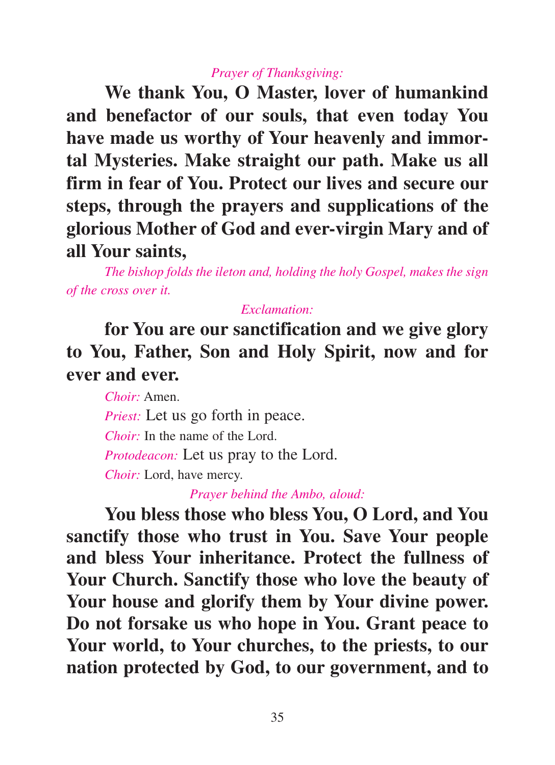*Prayer of Thanksgiving:*

**We thank You, O Master, lover of humankind and benefactor of our souls, that even today You have made us worthy of Your heavenly and immortal Mysteries. Make straight our path. Make us all firm in fear of You. Protect our lives and secure our steps, through the prayers and supplications of the glorious Mother of God and ever-virgin Mary and of all Your saints,**

*The bishop folds the ileton and, holding the holy Gospel, makes the sign of the cross over it.*

*Exclamation:*

**for You are our sanctification and we give glory to You, Father, Son and Holy Spirit, now and for ever and ever.**

*Choir:* Amen.

*Priest:* Let us go forth in peace.

*Choir:* In the name of the Lord.

*Protodeacon:* Let us pray to the Lord.

*Choir:* Lord, have mercy.

*Prayer behind the Ambo, aloud:*

**You bless those who bless You, O Lord, and You sanctify those who trust in You. Save Your people and bless Your inheritance. Protect the fullness of Your Church. Sanctify those who love the beauty of Your house and glorify them by Your divine power. Do not forsake us who hope in You. Grant peace to Your world, to Your churches, to the priests, to our nation protected by God, to our government, and to**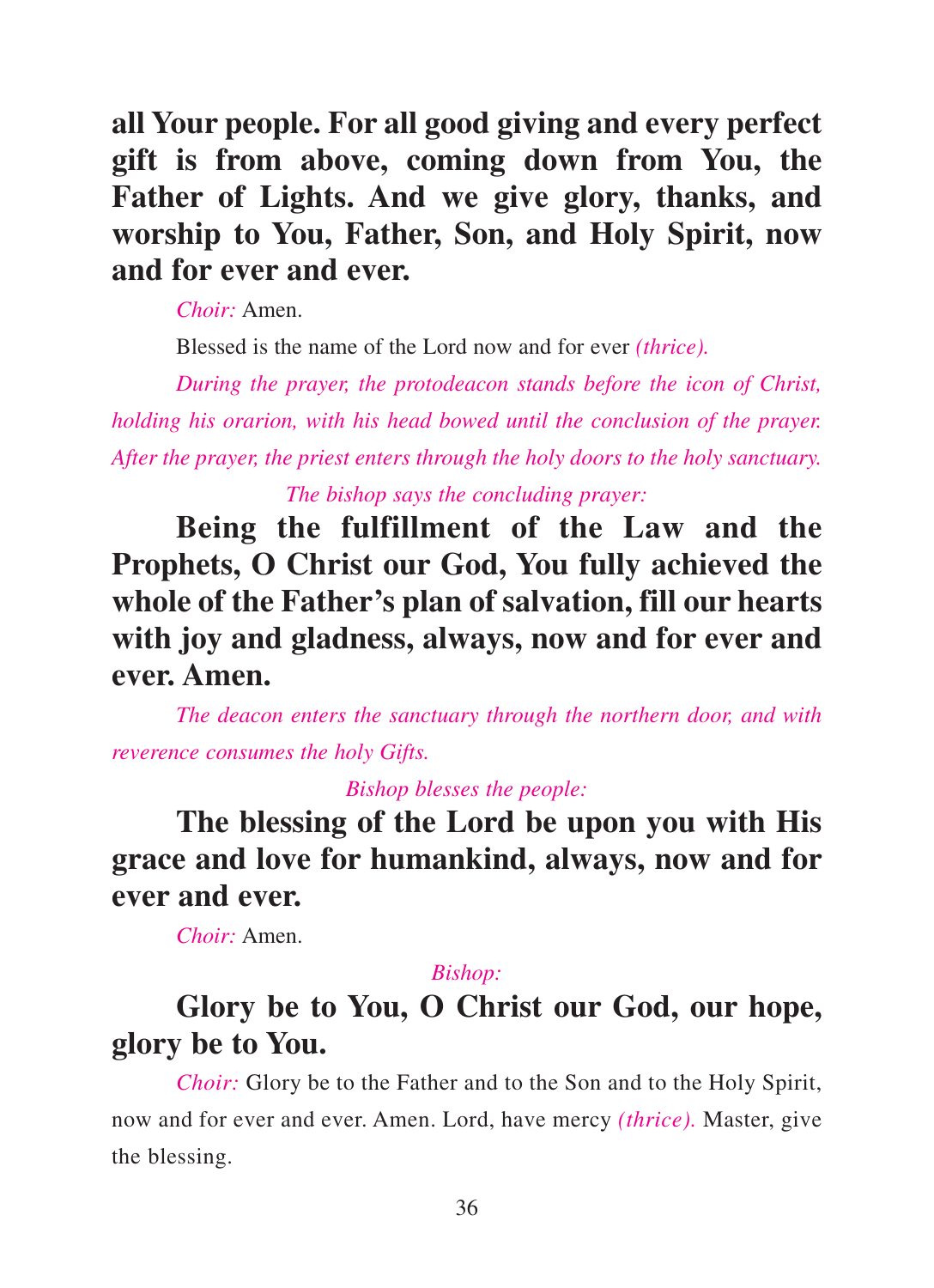**all Your people. For all good giving and every perfect gift is from above, coming down from You, the Father of Lights. And we give glory, thanks, and worship to You, Father, Son, and Holy Spirit, now and for ever and ever.**

*Choir:* Amen.

Blessed is the name of the Lord now and for ever *(thrice).*

*During the prayer, the protodeacon stands before the icon of Christ, holding his orarion, with his head bowed until the conclusion of the prayer. After the prayer, the priest enters through the holy doors to the holy sanctuary.*

*The bishop says the concluding prayer:*

**Being the fulfillment of the Law and the Prophets, O Christ our God, You fully achieved the whole of the Father's plan of salvation, fill our hearts with joy and gladness, always, now and for ever and ever. Amen.**

*The deacon enters the sanctuary through the northern door, and with reverence consumes the holy Gifts.*

*Bishop blesses the people:*

**The blessing of the Lord be upon you with His grace and love for humankind, always, now and for ever and ever.**

*Choir:* Amen.

*Bishop:*

**Glory be to You, O Christ our God, our hope, glory be to You.**

*Choir:* Glory be to the Father and to the Son and to the Holy Spirit, now and for ever and ever. Amen. Lord, have mercy *(thrice).* Master, give the blessing.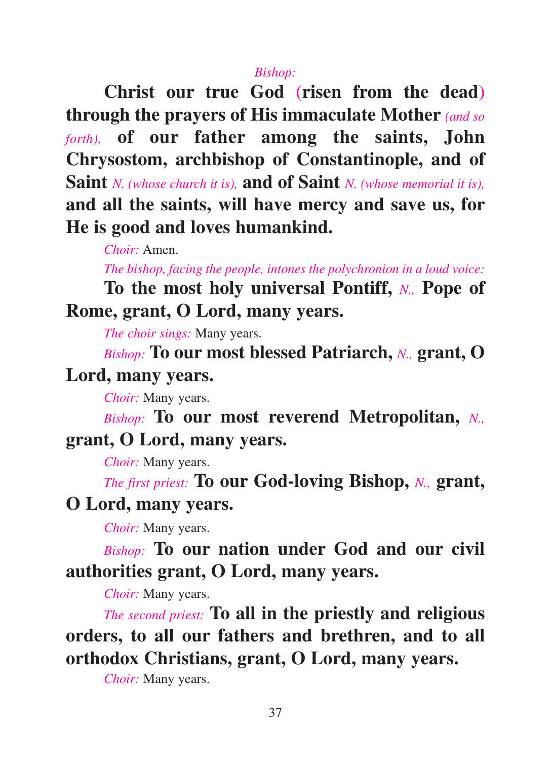*Bishop:*

**Christ our true God (risen from the dead) through the prayers of His immaculate Mother** *(and so forth),* **of our father among the saints, John Chrysostom, archbishop of Constantinople, and of Saint** *N. (whose church it is),* **and of Saint** *N. (whose memorial it is),* **and all the saints, will have mercy and save us, for He is good and loves humankind.**

*Choir:* Amen.

*The bishop, facing the people, intones the polychronion in a loud voice:*

**To the most holy universal Pontiff,** *N.,* **Pope of Rome, grant, O Lord, many years.**

*The choir sings:* Many years.

*Bishop:* **To our most blessed Patriarch,** *N.,* **grant, O Lord, many years.**

*Choir:* Many years.

*Bishop:* **To our most reverend Metropolitan,** *N.,* **grant, O Lord, many years.**

*Choir:* Many years.

*The first priest:* **To our God-loving Bishop,** *N.,* **grant, O Lord, many years.**

*Choir:* Many years.

*Bishop:* **To our nation under God and our civil authorities grant, O Lord, many years.**

*Choir:* Many years.

*The second priest:* **To all in the priestly and religious orders, to all our fathers and brethren, and to all orthodox Christians, grant, O Lord, many years.**

*Choir:* Many years.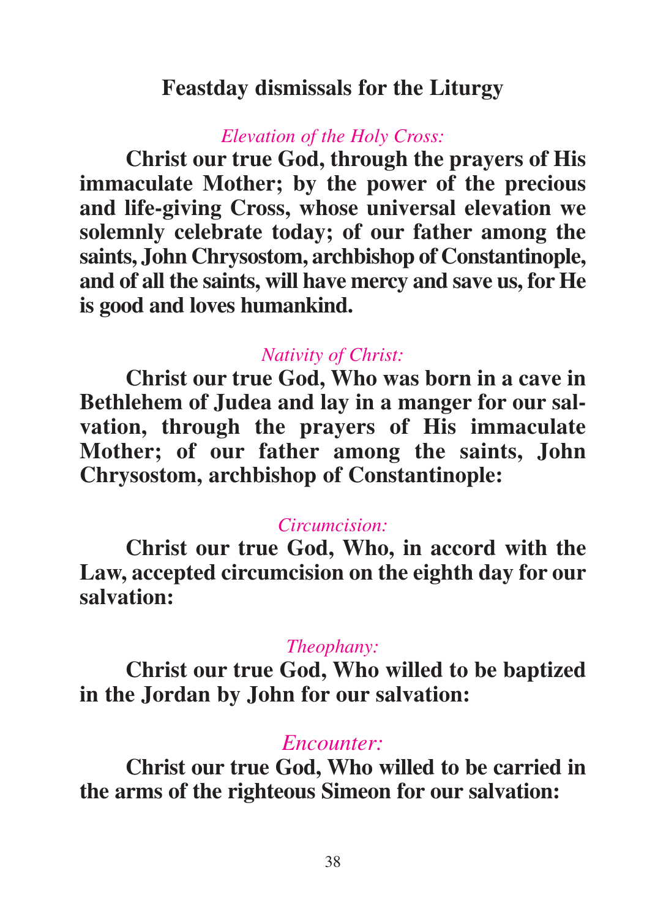## Feastday dismissals for the Liturgy

*Elevation of the Holy Cross:*

**Christ our true God, through the prayers of His immaculate Mother; by the power of the precious and life-giving Cross, whose universal elevation we solemnly celebrate today; of our father among the saints, John Chrysostom, archbishop of Constantinople, and of all the saints, will have mercy and save us, for He is good and loves humankind.**

*Nativity of Christ:*

**Christ our true God, Who was born in a cave in Bethlehem of Judea and lay in a manger for our salvation, through the prayers of His immaculate Mother; of our father among the saints, John Chrysostom, archbishop of Constantinople:**

*Circumcision:*

**Christ our true God, Who, in accord with the Law, accepted circumcision on the eighth day for our salvation:**

*Theophany:*

**Christ our true God, Who willed to be baptized in the Jordan by John for our salvation:**

*Encounter:*

**Christ our true God, Who willed to be carried in the arms of the righteous Simeon for our salvation:**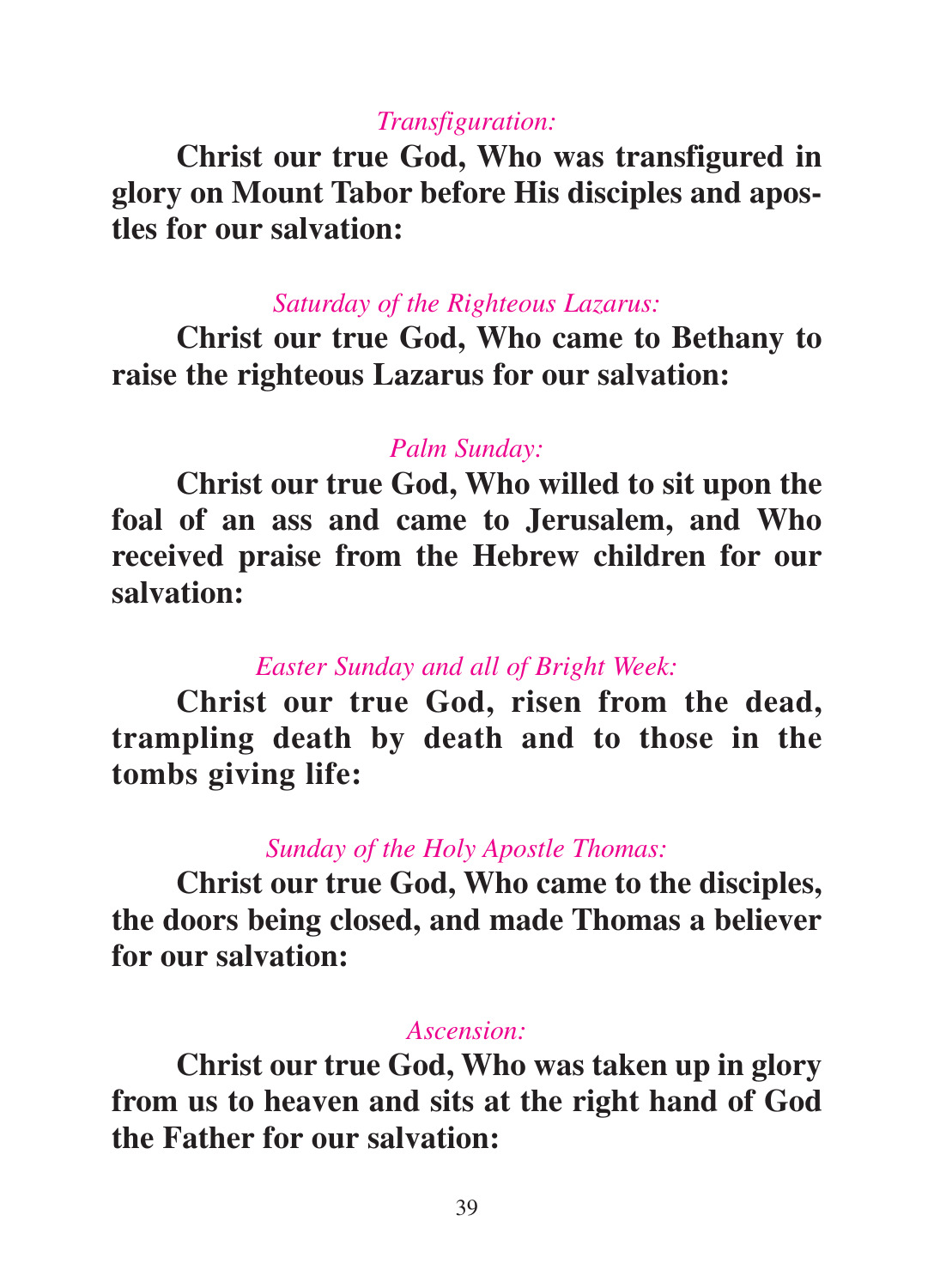*Transfiguration:*

**Christ our true God, Who was transfigured in glory on Mount Tabor before His disciples and apostles for our salvation:**

*Saturday of the Righteous Lazarus:*

**Christ our true God, Who came to Bethany to raise the righteous Lazarus for our salvation:**

*Palm Sunday:*

**Christ our true God, Who willed to sit upon the foal of an ass and came to Jerusalem, and Who received praise from the Hebrew children for our salvation:**

*Easter Sunday and all of Bright Week:*

**Christ our true God, risen from the dead, trampling death by death and to those in the tombs giving life:**

*Sunday of the Holy Apostle Thomas:*

**Christ our true God, Who came to the disciples, the doors being closed, and made Thomas a believer for our salvation:**

*Ascension:*

**Christ our true God, Who was taken up in glory from us to heaven and sits at the right hand of God the Father for our salvation:**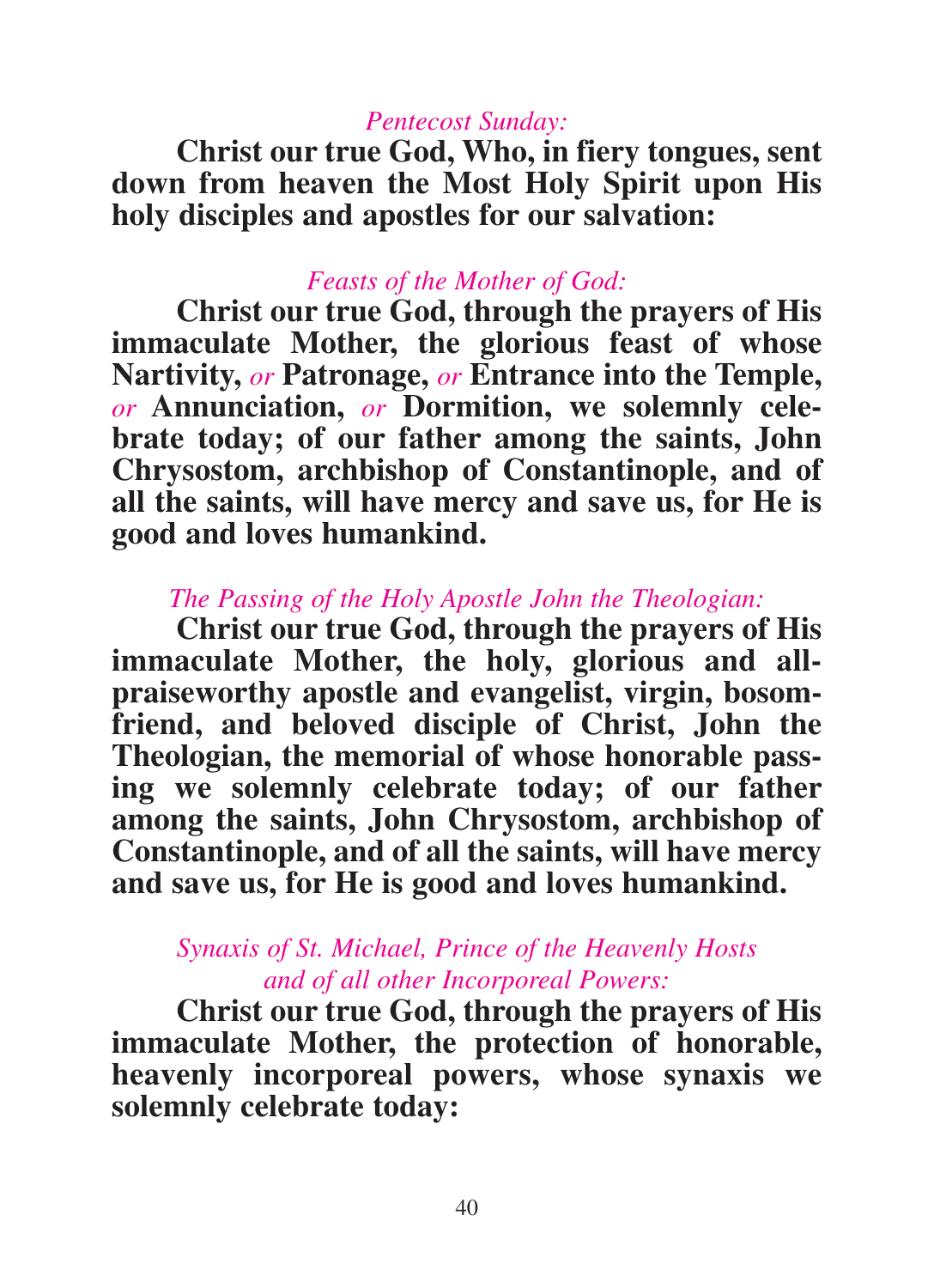*Pentecost Sunday:*

**Christ our true God, Who, in fiery tongues, sent down from heaven the Most Holy Spirit upon His holy disciples and apostles for our salvation:**

*Feasts of the Mother of God:*

**Christ our true God, through the prayers of His immaculate Mother, the glorious feast of whose Nartivity,** *or* **Patronage,** *or* **Entrance into the Temple,** *or* **Annunciation,** *or* **Dormition, we solemnly celebrate today; of our father among the saints, John Chrysostom, archbishop of Constantinople, and of all the saints, will have mercy and save us, for He is good and loves humankind.**

*The Passing of the Holy Apostle John the Theologian:*

**Christ our true God, through the prayers of His immaculate Mother, the holy, glorious and all-praiseworthy apostle and evangelist, virgin, bosom-friend, and beloved disciple of Christ, John the Theologian, the memorial of whose honorable passing we solemnly celebrate today; of our father among the saints, John Chrysostom, archbishop of Constantinople, and of all the saints, will have mercy and save us, for He is good and loves humankind.**

*Synaxis of St. Michael, Prince of the Heavenly Hosts and of all other Incorporeal Powers:*

**Christ our true God, through the prayers of His immaculate Mother, the protection of honorable, heavenly incorporeal powers, whose synaxis we solemnly celebrate today:**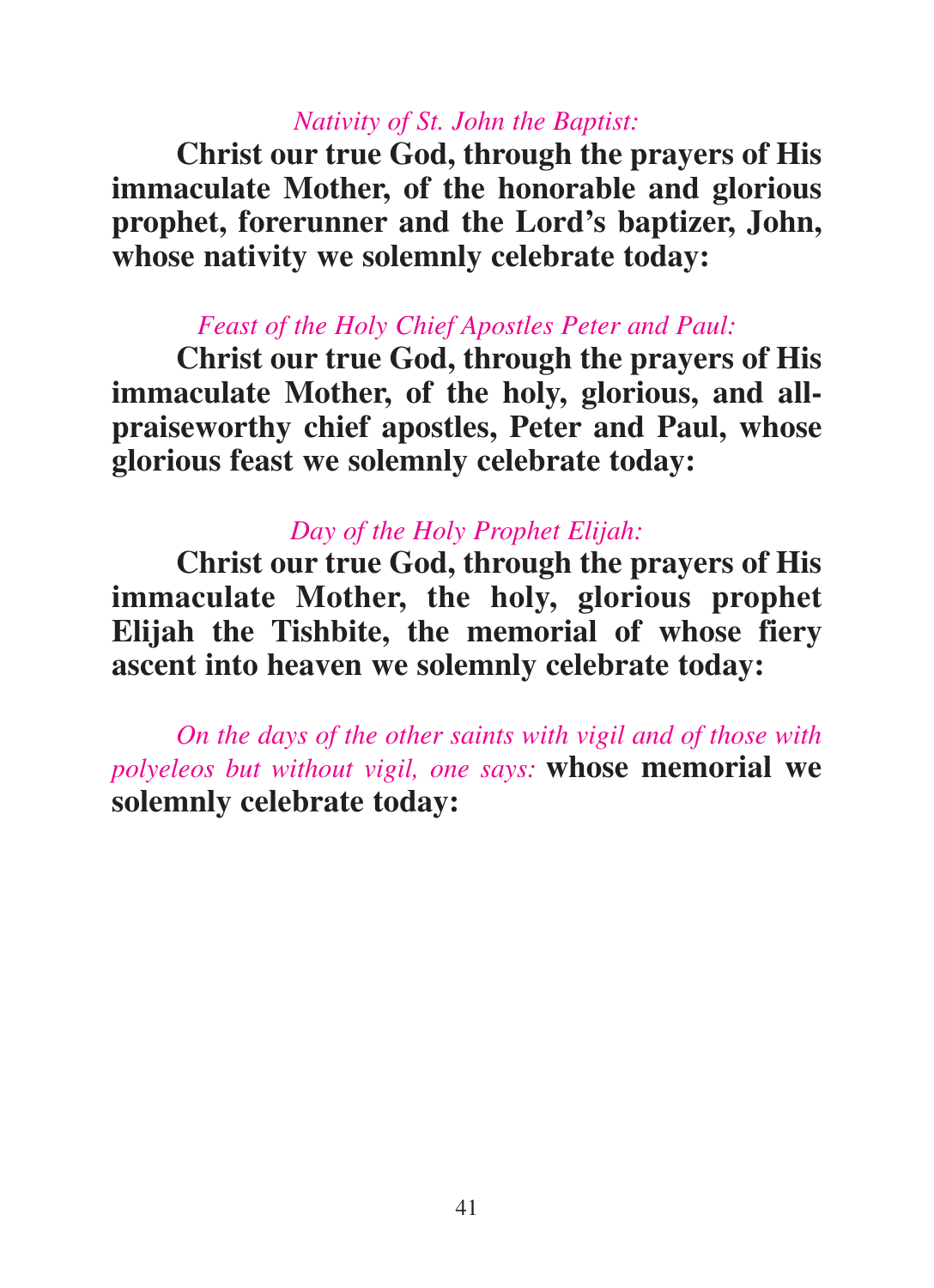*Nativity of St. John the Baptist:*

**Christ our true God, through the prayers of His immaculate Mother, of the honorable and glorious prophet, forerunner and the Lord's baptizer, John, whose nativity we solemnly celebrate today:**

*Feast of the Holy Chief Apostles Peter and Paul:*

**Christ our true God, through the prayers of His immaculate Mother, of the holy, glorious, and all-praiseworthy chief apostles, Peter and Paul, whose glorious feast we solemnly celebrate today:**

*Day of the Holy Prophet Elijah:*

**Christ our true God, through the prayers of His immaculate Mother, the holy, glorious prophet Elijah the Tishbite, the memorial of whose fiery ascent into heaven we solemnly celebrate today:**

*On the days of the other saints with vigil and of those with polyeleos but without vigil, one says:* **whose memorial we solemnly celebrate today:**